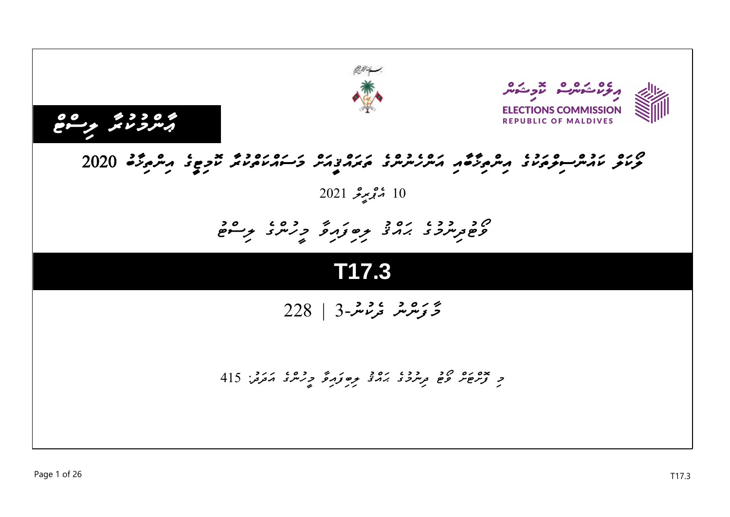އިލެކްޝަންސް ކޮމިޝަން

ELECTIONS COMMISSION
REPUBLIC OF MALDIVES

# އާންމުކުރާ ލިސްޓު

## ލޯކަލް ކައުންސިލްތަކުގެ އިންތިޚާބާއި އަންހެނުންގެ ތަރައްޤީއަށް މަސައްކަތްކުރާ ކޮމިޓީގެ އިންތިޚާބު 2020

10 އޭޕްރީލް 2021

## ވޯޓުދިނުމުގެ ޙައްޤު ލިބިފައިވާ މީހުންގެ ލިސްޓު

# T17.3

## މާފަންނު ދެކުނު-3 | 228

މި ފޮށިން ވޯޓު ދިނުމުގެ ޙައްޤު ލިބިފައިވާ މީހުންގެ އަދަދު: 415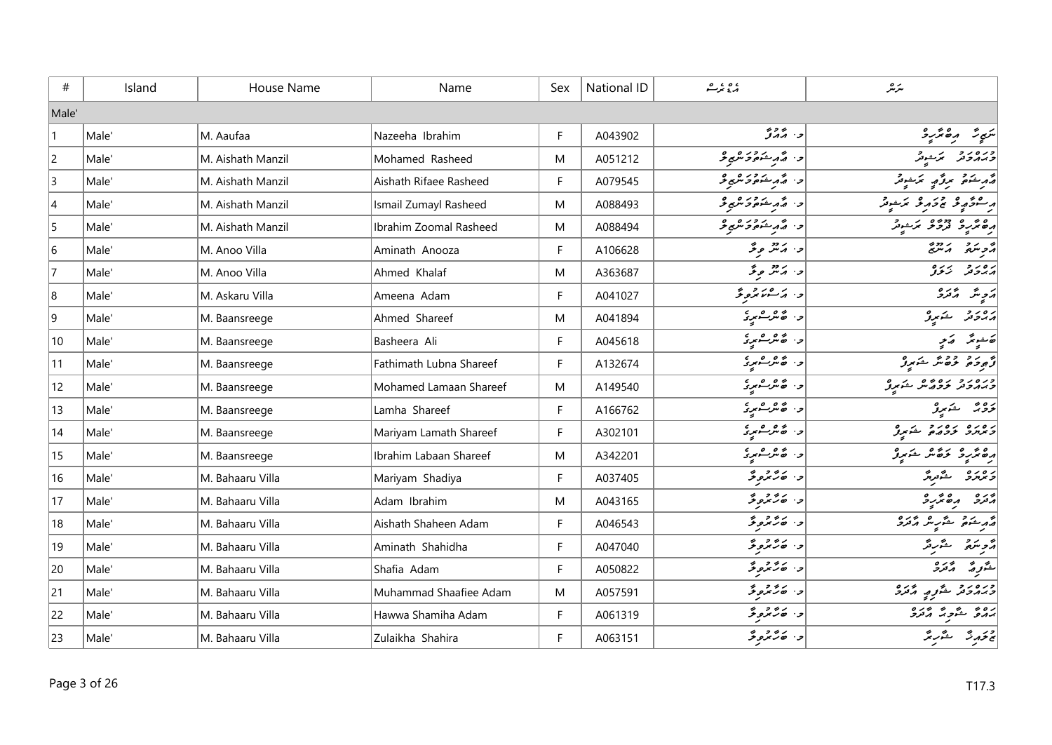| # | Island | House Name | Name | Sex | National ID | ދާއިރާ | ނަން |
|---|---|---|---|---|---|---|---|
| Male' | | | | | | | |
| 1 | Male' | M. Aaufaa | Nazeeha Ibrahim | F | A043902 | މ. އާއުފާ | ނަޒީހާ އިބްރާހީމް |
| 2 | Male' | M. Aishath Manzil | Mohamed Rasheed | M | A051212 | މ. އާއިޝަތުމަންޒިލް | މުހައްމަދު ރަޝީދު |
| 3 | Male' | M. Aishath Manzil | Aishath Rifaee Rasheed | F | A079545 | މ. އާއިޝަތުމަންޒިލް | އާއިޝަތު ރިފާއީ ރަޝީދު |
| 4 | Male' | M. Aishath Manzil | Ismail Zumayl Rasheed | M | A088493 | މ. އާއިޝަތުމަންޒިލް | އިސްމާއިލް ޒުމައިލް ރަޝީދު |
| 5 | Male' | M. Aishath Manzil | Ibrahim Zoomal Rasheed | M | A088494 | މ. އާއިޝަތުމަންޒިލް | އިބްރާހީމް ޒޫމަލް ރަޝީދު |
| 6 | Male' | M. Anoo Villa | Aminath Anooza | F | A106628 | މ. އަނޫ ވިލާ | އާމިނަތު އަނޫޒާ |
| 7 | Male' | M. Anoo Villa | Ahmed Khalaf | M | A363687 | މ. އަނޫ ވިލާ | އަހުމަދު ޚަލަފް |
| 8 | Male' | M. Askaru Villa | Ameena Adam | F | A041027 | މ. އަސްކަރުވިލާ | އަމީނާ އާދަމް |
| 9 | Male' | M. Baansreege | Ahmed Shareef | M | A041894 | މ. ބާންސްރީގެ | އަހުމަދު ޝަރީފް |
| 10 | Male' | M. Baansreege | Basheera Ali | F | A045618 | މ. ބާންސްރީގެ | ބަޝީރާ އަލި |
| 11 | Male' | M. Baansreege | Fathimath Lubna Shareef | F | A132674 | މ. ބާންސްރީގެ | ފާތިމަތު ލުބްނާ ޝަރީފް |
| 12 | Male' | M. Baansreege | Mohamed Lamaan Shareef | M | A149540 | މ. ބާންސްރީގެ | މުހައްމަދު ލަމްއާން ޝަރީފް |
| 13 | Male' | M. Baansreege | Lamha Shareef | F | A166762 | މ. ބާންސްރީގެ | ލަމްހާ ޝަރީފް |
| 14 | Male' | M. Baansreege | Mariyam Lamath Shareef | F | A302101 | މ. ބާންސްރީގެ | މަރިޔަމް ލަމްއަތު ޝަރީފް |
| 15 | Male' | M. Baansreege | Ibrahim Labaan Shareef | M | A342201 | މ. ބާންސްރީގެ | އިބްރާހީމް ލަބާން ޝަރީފް |
| 16 | Male' | M. Bahaaru Villa | Mariyam Shadiya | F | A037405 | މ. ބަހާރުވިލާ | މަރިޔަމް ޝާދިޔާ |
| 17 | Male' | M. Bahaaru Villa | Adam Ibrahim | M | A043165 | މ. ބަހާރުވިލާ | އާދަމް އިބްރާހީމް |
| 18 | Male' | M. Bahaaru Villa | Aishath Shaheen Adam | F | A046543 | މ. ބަހާރުވިލާ | އާއިޝަތު ޝާހީން އާދަމް |
| 19 | Male' | M. Bahaaru Villa | Aminath Shahidha | F | A047040 | މ. ބަހާރުވިލާ | އާމިނަތު ޝާހިދާ |
| 20 | Male' | M. Bahaaru Villa | Shafia Adam | F | A050822 | މ. ބަހާރުވިލާ | ޝާފިއާ އާދަމް |
| 21 | Male' | M. Bahaaru Villa | Muhammad Shaafiee Adam | M | A057591 | މ. ބަހާރުވިލާ | މުހައްމަދު ޝާފިއީ އާދަމް |
| 22 | Male' | M. Bahaaru Villa | Hawwa Shamiha Adam | F | A061319 | މ. ބަހާރުވިލާ | ހައްވާ ޝާމިހާ އާދަމް |
| 23 | Male' | M. Bahaaru Villa | Zulaikha Shahira | F | A063151 | މ. ބަހާރުވިލާ | ޒުލައިޚާ ޝާހިރާ |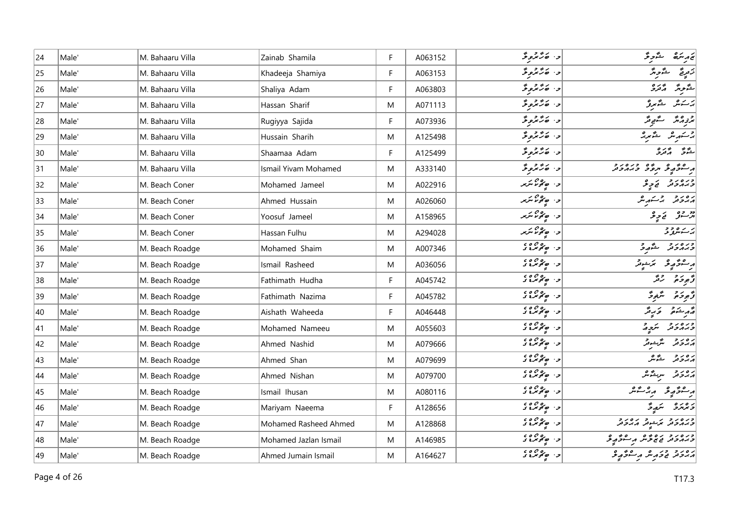| 24 | Male' | M. Bahaaru Villa | Zainab Shamila | F | A063152 | މ. ބަހާރުވިލާ | ޒައިނަބް ޝާމިލާ |
|---|---|---|---|---|---|---|---|
| 25 | Male' | M. Bahaaru Villa | Khadeeja Shamiya | F | A063153 | މ. ބަހާރުވިލާ | ހަދީޖާ ޝާމިޔާ |
| 26 | Male' | M. Bahaaru Villa | Shaliya Adam | F | A063803 | މ. ބަހާރުވިލާ | ޝާލިޔާ އާދަމް |
| 27 | Male' | M. Bahaaru Villa | Hassan Sharif | M | A071113 | މ. ބަހާރުވިލާ | ހަސަން ޝާރިފް |
| 28 | Male' | M. Bahaaru Villa | Rugiyya Sajida | F | A073936 | މ. ބަހާރުވިލާ | ރުގިއްޔާ ސާޖިދާ |
| 29 | Male' | M. Bahaaru Villa | Hussain Sharih | M | A125498 | މ. ބަހާރުވިލާ | ހުސައިން ޝާރިހް |
| 30 | Male' | M. Bahaaru Villa | Shaamaa Adam | F | A125499 | މ. ބަހާރުވިލާ | ޝާމާ އާދަމް |
| 31 | Male' | M. Bahaaru Villa | Ismail Yivam Mohamed | M | A333140 | މ. ބަހާރުވިލާ | އިސްމާއީލް ޔިވާމް މުހައްމަދު |
| 32 | Male' | M. Beach Coner | Mohamed Jameel | M | A022916 | މ. ބީޗްކޯނަރ | މުހައްމަދު ޖަމީލް |
| 33 | Male' | M. Beach Coner | Ahmed Hussain | M | A026060 | މ. ބީޗްކޯނަރ | އަހްމަދު ހުސައިން |
| 34 | Male' | M. Beach Coner | Yoosuf Jameel | M | A158965 | މ. ބީޗްކޯނަރ | ޔޫސުފް ޖަމީލް |
| 35 | Male' | M. Beach Coner | Hassan Fulhu | M | A294028 | މ. ބީޗްކޯނަރ | ހަސަންފުޅު |
| 36 | Male' | M. Beach Roadge | Mohamed Shaim | M | A007346 | މ. ބީޗްރޯޑްޖް | މުހައްމަދު ޝާއިމް |
| 37 | Male' | M. Beach Roadge | Ismail Rasheed | M | A036056 | މ. ބީޗްރޯޑްޖް | އިސްމާއީލް ރަޝީދު |
| 38 | Male' | M. Beach Roadge | Fathimath Hudha | F | A045742 | މ. ބީޗްރޯޑްޖް | ފާތިމަތު ހުދާ |
| 39 | Male' | M. Beach Roadge | Fathimath Nazima | F | A045782 | މ. ބީޗްރޯޑްޖް | ފާތިމަތު ނާޒިމާ |
| 40 | Male' | M. Beach Roadge | Aishath Waheeda | F | A046448 | މ. ބީޗްރޯޑްޖް | އާއިޝަތު ވަހީދާ |
| 41 | Male' | M. Beach Roadge | Mohamed Nameeu | M | A055603 | މ. ބީޗްރޯޑްޖް | މުހައްމަދު ނަމީއު |
| 42 | Male' | M. Beach Roadge | Ahmed Nashid | M | A079666 | މ. ބީޗްރޯޑްޖް | އަހްމަދު ނާޝިދު |
| 43 | Male' | M. Beach Roadge | Ahmed Shan | M | A079699 | މ. ބީޗްރޯޑްޖް | އަހްމަދު ޝާން |
| 44 | Male' | M. Beach Roadge | Ahmed Nishan | M | A079700 | މ. ބީޗްރޯޑްޖް | އަހްމަދު ނިޝާން |
| 45 | Male' | M. Beach Roadge | Ismail Ihusan | M | A080116 | މ. ބީޗްރޯޑްޖް | އިސްމާއީލް އިހުސާން |
| 46 | Male' | M. Beach Roadge | Mariyam Naeema | F | A128656 | މ. ބީޗްރޯޑްޖް | މަރިޔަމް ނައީމާ |
| 47 | Male' | M. Beach Roadge | Mohamed Rasheed Ahmed | M | A128868 | މ. ބީޗްރޯޑްޖް | މުހައްމަދު ރަޝީދު އަހްމަދު |
| 48 | Male' | M. Beach Roadge | Mohamed Jazlan Ismail | M | A146985 | މ. ބީޗްރޯޑްޖް | މުހައްމަދު ޖަޒްލާން އިސްމާއީލް |
| 49 | Male' | M. Beach Roadge | Ahmed Jumain Ismail | M | A164627 | މ. ބީޗްރޯޑްޖް | އަހްމަދު ޖުމައިން އިސްމާއީލް |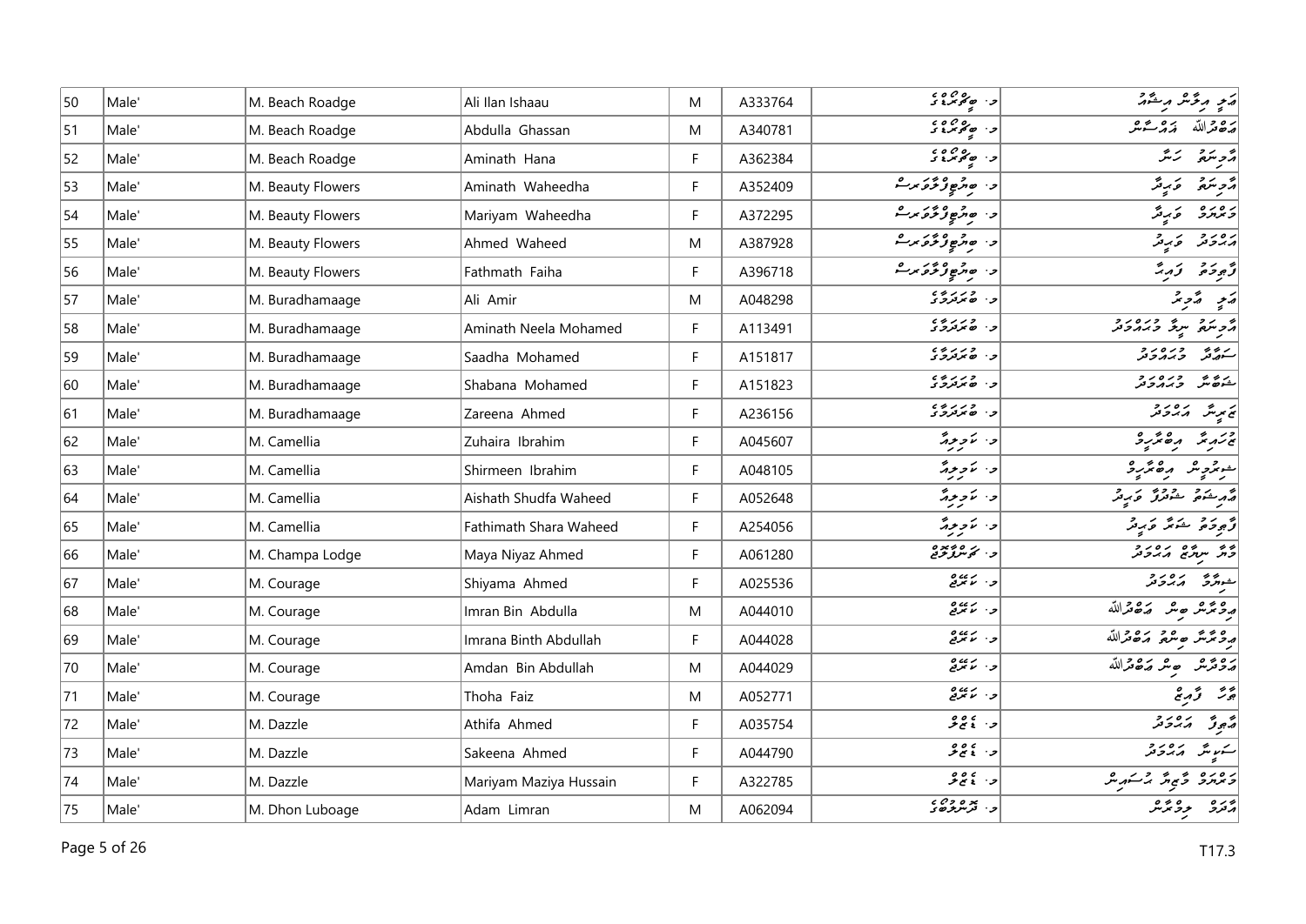| 50 | Male' | M. Beach Roadge | Ali Ilan Ishaau | M | A333764 | މ. ބީޗްރޯޑްގެ | އަލި އިލާން އިޝާއު |
|---|---|---|---|---|---|---|---|
| 51 | Male' | M. Beach Roadge | Abdulla Ghassan | M | A340781 | މ. ބީޗްރޯޑްގެ | އަބްދުﷲ ޣައްސާން |
| 52 | Male' | M. Beach Roadge | Aminath Hana | F | A362384 | މ. ބީޗްރޯޑްގެ | އާމިނަތު ހަނާ |
| 53 | Male' | M. Beauty Flowers | Aminath Waheedha | F | A352409 | މ. ބިއުޓީފްލަވަރސް | އާމިނަތު ވަހީދާ |
| 54 | Male' | M. Beauty Flowers | Mariyam Waheedha | F | A372295 | މ. ބިއުޓީފްލަވަރސް | މަރިޔަމް ވަހީދާ |
| 55 | Male' | M. Beauty Flowers | Ahmed Waheed | M | A387928 | މ. ބިއުޓީފްލަވަރސް | އަޙްމަދު ވަޙީދު |
| 56 | Male' | M. Beauty Flowers | Fathmath Faiha | F | A396718 | މ. ބިއުޓީފްލަވަރސް | ފާތިމަތު ފައިހާ |
| 57 | Male' | M. Buradhamaage | Ali Amir | M | A048298 | މ. ބުރަދަމާގެ | އަލި އާމިރު |
| 58 | Male' | M. Buradhamaage | Aminath Neela Mohamed | F | A113491 | މ. ބުރަދަމާގެ | އާމިނަތު ނީލާ މުހައްމަދު |
| 59 | Male' | M. Buradhamaage | Saadha Mohamed | F | A151817 | މ. ބުރަދަމާގެ | ސައުދާ މުހައްމަދު |
| 60 | Male' | M. Buradhamaage | Shabana Mohamed | F | A151823 | މ. ބުރަދަމާގެ | ޝަބާނާ މުހައްމަދު |
| 61 | Male' | M. Buradhamaage | Zareena Ahmed | F | A236156 | މ. ބުރަދަމާގެ | ޒަރީނާ އަޙްމަދު |
| 62 | Male' | M. Camellia | Zuhaira Ibrahim | F | A045607 | މ.ކެމީލިއާ | ޒުހައިރާ އިބްރާހީމް |
| 63 | Male' | M. Camellia | Shirmeen Ibrahim | F | A048105 | މ.ކެމީލިއާ | ޝިރްމީން އިބްރާހީމް |
| 64 | Male' | M. Camellia | Aishath Shudfa Waheed | F | A052648 | މ. ކެމީލިއާ | އާއިޝަތު ޝުދުފާ ވަޙީދު |
| 65 | Male' | M. Camellia | Fathimath Shara Waheed | F | A254056 | މ. ކެމީލިއާ | ފާތިމަތު ޝަރާ ވަޙީދު |
| 66 | Male' | M. Champa Lodge | Maya Niyaz Ahmed | F | A061280 | މ. ޗަމްޕާލޮޖް | މާޔާ ނިޔާޒް އަޙްމަދު |
| 67 | Male' | M. Courage | Shiyama Ahmed | F | A025536 | މ. ކަރެޖް | ޝިޔާމާ އަޙްމަދު |
| 68 | Male' | M. Courage | Imran Bin Abdulla | M | A044010 | މ. ކަރެޖް | އިމްރާން ބިން އަބްދުﷲ |
| 69 | Male' | M. Courage | Imrana Binth Abdullah | F | A044028 | މ. ކަރެޖް | އިމްރާނާ ބިންތު އަބްދުﷲ |
| 70 | Male' | M. Courage | Amdan Bin Abdullah | M | A044029 | މ. ކަރެޖް | އަމްދާން ބިން އަބްދުﷲ |
| 71 | Male' | M. Courage | Thoha Faiz | M | A052771 | މ. ކަރެޖް | ތޯހާ ފާއިޒު |
| 72 | Male' | M. Dazzle | Athifa Ahmed | F | A035754 | މ. ޑެޒެލް | އާތިފާ އަޙްމަދު |
| 73 | Male' | M. Dazzle | Sakeena Ahmed | F | A044790 | މ. ޑެޒެލް | ސަކީނާ އަޙްމަދު |
| 74 | Male' | M. Dazzle | Mariyam Maziya Hussain | F | A322785 | މ. ޑެޒެލް | މަރިޔަމް މާޒިޔާ ޙުސައިން |
| 75 | Male' | M. Dhon Luboage | Adam Limran | M | A062094 | މ. ދޮންލުބޯގެ | އާދަމް ލިމްރާން |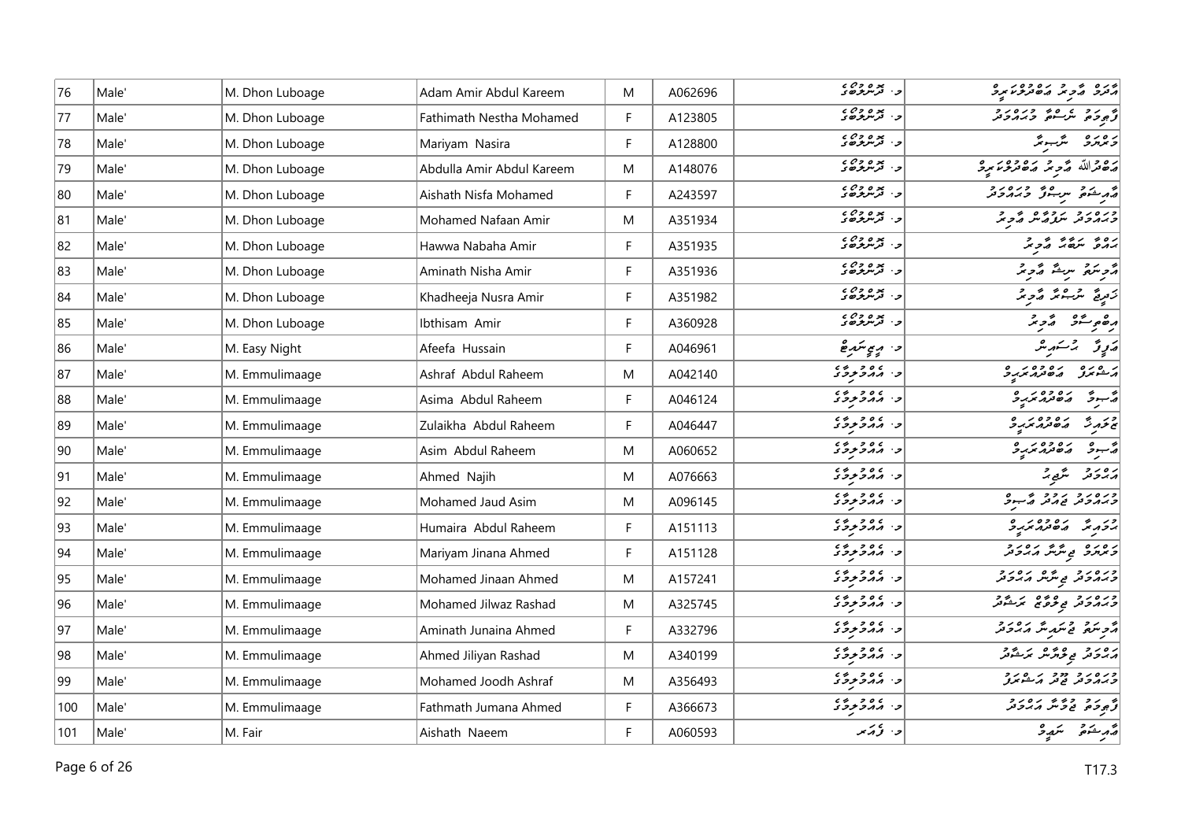| 76 | Male' | M. Dhon Luboage | Adam Amir Abdul Kareem | M | A062696 | މ. ދޮންލުބޯގެ | އާދަމް އާމިރު އަބްދުލްކަރީމް |
|---|---|---|---|---|---|---|---|
| 77 | Male' | M. Dhon Luboage | Fathimath Nestha Mohamed | F | A123805 | މ. ދޮންލުބޯގެ | ފާތިމަތު ނެސްތާ މުޙައްމަދު |
| 78 | Male' | M. Dhon Luboage | Mariyam Nasira | F | A128800 | މ. ދޮންލުބޯގެ | މަރިޔަމް ނާސިރާ |
| 79 | Male' | M. Dhon Luboage | Abdulla Amir Abdul Kareem | M | A148076 | މ. ދޮންލުބޯގެ | އަބްދުﷲ އާމިރު އަބްދުލްކަރީމް |
| 80 | Male' | M. Dhon Luboage | Aishath Nisfa Mohamed | F | A243597 | މ. ދޮންލުބޯގެ | އައިޝަތު ނިސްފާ މުޙައްމަދު |
| 81 | Male' | M. Dhon Luboage | Mohamed Nafaan Amir | M | A351934 | މ. ދޮންލުބޯގެ | މުޙައްމަދު ނަފާން އާމިރު |
| 82 | Male' | M. Dhon Luboage | Hawwa Nabaha Amir | F | A351935 | މ. ދޮންލުބޯގެ | ހައްވާ ނަބާހާ އާމިރު |
| 83 | Male' | M. Dhon Luboage | Aminath Nisha Amir | F | A351936 | މ. ދޮންލުބޯގެ | އާމިނަތު ނިޝާ އާމިރު |
| 84 | Male' | M. Dhon Luboage | Khadheeja Nusra Amir | F | A351982 | މ. ދޮންލުބޯގެ | ޚަދީޖާ ނުސްރާ އާމިރު |
| 85 | Male' | M. Dhon Luboage | Ibthisam Amir | F | A360928 | މ. ދޮންލުބޯގެ | އިބްތިސާމް އާމިރު |
| 86 | Male' | M. Easy Night | Afeefa Hussain | F | A046961 | މ. އީޒީނައިޓް | އަފީފާ ހުސައިން |
| 87 | Male' | M. Emmulimaage | Ashraf Abdul Raheem | M | A042140 | މ. އެމްމުލިމާގެ | އަޝްރަފް އަބްދުއްރަޙީމް |
| 88 | Male' | M. Emmulimaage | Asima Abdul Raheem | F | A046124 | މ. އެމްމުލިމާގެ | އާސިމާ އަބްދުއްރަޙީމް |
| 89 | Male' | M. Emmulimaage | Zulaikha Abdul Raheem | F | A046447 | މ. އެމްމުލިމާގެ | ޒުލައިޚާ އަބްދުއްރަޙީމް |
| 90 | Male' | M. Emmulimaage | Asim Abdul Raheem | M | A060652 | މ. އެމްމުލިމާގެ | އާސިމް އަބްދުއްރަޙީމް |
| 91 | Male' | M. Emmulimaage | Ahmed Najih | M | A076663 | މ. އެމްމުލިމާގެ | އަޙްމަދު ނާޖިޙް |
| 92 | Male' | M. Emmulimaage | Mohamed Jaud Asim | M | A096145 | މ. އެމްމުލިމާގެ | މުޙައްމަދު ޖައުދު އާސިމް |
| 93 | Male' | M. Emmulimaage | Humaira Abdul Raheem | F | A151113 | މ. އެމްމުލިމާގެ | ހުމައިރާ އަބްދުއްރަޙީމް |
| 94 | Male' | M. Emmulimaage | Mariyam Jinana Ahmed | F | A151128 | މ. އެމްމުލިމާގެ | މަރިޔަމް ޖިނާނާ އަޙްމަދު |
| 95 | Male' | M. Emmulimaage | Mohamed Jinaan Ahmed | M | A157241 | މ. އެމްމުލިމާގެ | މުޙައްމަދު ޖިނާން އަޙްމަދު |
| 96 | Male' | M. Emmulimaage | Mohamed Jilwaz Rashad | M | A325745 | މ. އެމްމުލިމާގެ | މުޙައްމަދު ޖިލްވާޒް ރަޝާދު |
| 97 | Male' | M. Emmulimaage | Aminath Junaina Ahmed | F | A332796 | މ. އެމްމުލިމާގެ | އާމިނަތު ޖުނައިނާ އަޙްމަދު |
| 98 | Male' | M. Emmulimaage | Ahmed Jiliyan Rashad | M | A340199 | މ. އެމްމުލިމާގެ | އަޙްމަދު ޖިލިޔާން ރަޝާދު |
| 99 | Male' | M. Emmulimaage | Mohamed Joodh Ashraf | M | A356493 | މ. އެމްމުލިމާގެ | މުޙައްމަދު ޖޫދު އަޝްރަފް |
| 100 | Male' | M. Emmulimaage | Fathmath Jumana Ahmed | F | A366673 | މ. އެމްމުލިމާގެ | ފާތިމަތު ޖުމާނާ އަޙްމަދު |
| 101 | Male' | M. Fair | Aishath Naeem | F | A060593 | މ. ފެއަރ | އައިޝަތު ނަޢީމް |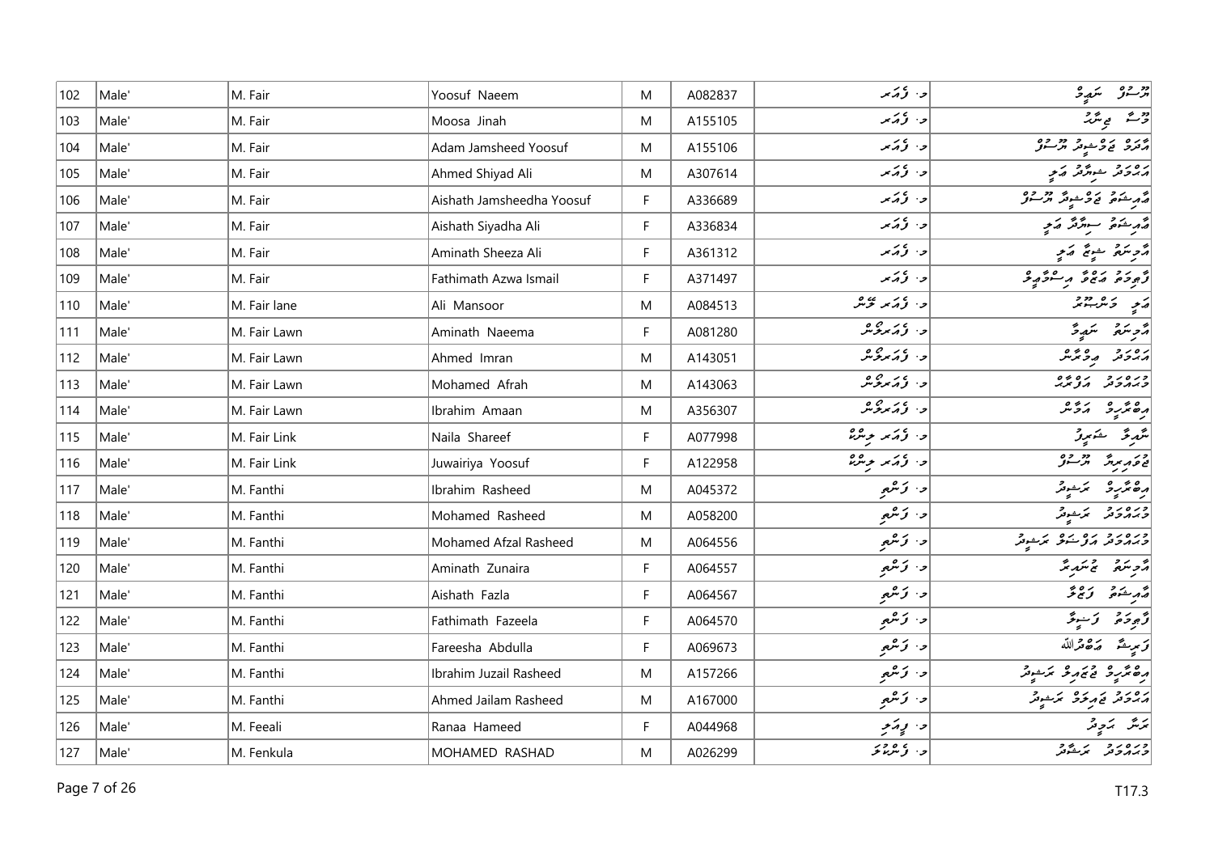| 102 | Male' | M. Fair | Yoosuf Naeem | M | A082837 | މ. ފެއަރ | ޔޫސުފް ނައީމް |
|---|---|---|---|---|---|---|---|
| 103 | Male' | M. Fair | Moosa Jinah | M | A155105 | މ. ފެއަރ | މޫސާ ޖިނާހް |
| 104 | Male' | M. Fair | Adam Jamsheed Yoosuf | M | A155106 | މ. ފެއަރ | އާދަމް ޖަމްޝީދު ޔޫސުފް |
| 105 | Male' | M. Fair | Ahmed Shiyad Ali | M | A307614 | މ. ފެއަރ | އަޙްމަދު ޝިޔާދު އަލީ |
| 106 | Male' | M. Fair | Aishath Jamsheedha Yoosuf | F | A336689 | މ. ފެއަރ | އާއިޝަތު ޖަމްޝީދާ ޔޫސުފް |
| 107 | Male' | M. Fair | Aishath Siyadha Ali | F | A336834 | މ. ފެއަރ | އާއިޝަތު ސިޔާދާ އަލީ |
| 108 | Male' | M. Fair | Aminath Sheeza Ali | F | A361312 | މ. ފެއަރ | އާމިނަތު ޝީޒާ އަލީ |
| 109 | Male' | M. Fair | Fathimath Azwa Ismail | F | A371497 | މ. ފެއަރ | ފާތިމަތު އަޒްވާ އިސްމާޢީލް |
| 110 | Male' | M. Fair lane | Ali Mansoor | M | A084513 | މ. ފެއަރ ލޭން | އަލީ މަންސޫރު |
| 111 | Male' | M. Fair Lawn | Aminath Naeema | F | A081280 | މ. ފެއަރލޯން | އާމިނަތު ނައީމާ |
| 112 | Male' | M. Fair Lawn | Ahmed Imran | M | A143051 | މ. ފެއަރލޯން | އަޙްމަދު އިމްރާން |
| 113 | Male' | M. Fair Lawn | Mohamed Afrah | M | A143063 | މ. ފެއަރލޯން | މުޙައްމަދު އަފްރާހް |
| 114 | Male' | M. Fair Lawn | Ibrahim Amaan | M | A356307 | މ. ފެއަރލޯން | އިބްރާހީމް އަމާން |
| 115 | Male' | M. Fair Link | Naila Shareef | F | A077998 | މ. ފެއަރ ލިންކް | ނާއިލާ ޝަރީފް |
| 116 | Male' | M. Fair Link | Juwairiya Yoosuf | F | A122958 | މ. ފެއަރ ލިންކް | ޖުވައިރިޔާ ޔޫސުފް |
| 117 | Male' | M. Fanthi | Ibrahim Rasheed | M | A045372 | މ. ފަންތި | އިބްރާހީމް ރަޝީދު |
| 118 | Male' | M. Fanthi | Mohamed Rasheed | M | A058200 | މ. ފަންތި | މުޙައްމަދު ރަޝީދު |
| 119 | Male' | M. Fanthi | Mohamed Afzal Rasheed | M | A064556 | މ. ފަންތި | މުޙައްމަދު އަފްޟަލް ރަޝީދު |
| 120 | Male' | M. Fanthi | Aminath Zunaira | F | A064557 | މ. ފަންތި | އާމިނަތު ޒުނައިރާ |
| 121 | Male' | M. Fanthi | Aishath Fazla | F | A064567 | މ. ފަންތި | އާއިޝަތު ފަޟްލާ |
| 122 | Male' | M. Fanthi | Fathimath Fazeela | F | A064570 | މ. ފަންތި | ފާތިމަތު ފަޒީލާ |
| 123 | Male' | M. Fanthi | Fareesha Abdulla | F | A069673 | މ. ފަންތި | ފަރީޝާ އަބްދުﷲ |
| 124 | Male' | M. Fanthi | Ibrahim Juzail Rasheed | M | A157266 | މ. ފަންތި | އިބްރާހީމް ޖުޒައިލް ރަޝީދު |
| 125 | Male' | M. Fanthi | Ahmed Jailam Rasheed | M | A167000 | މ. ފަންތި | އަޙްމަދު ޖައިލަމް ރަޝީދު |
| 126 | Male' | M. Feeali | Ranaa Hameed | F | A044968 | މ. ފީއަލި | ރަނާ ޙަމީދު |
| 127 | Male' | M. Fenkula | MOHAMED RASHAD | M | A026299 | މ. ފެންކުލަ | މުޙައްމަދު ރަޝާދު |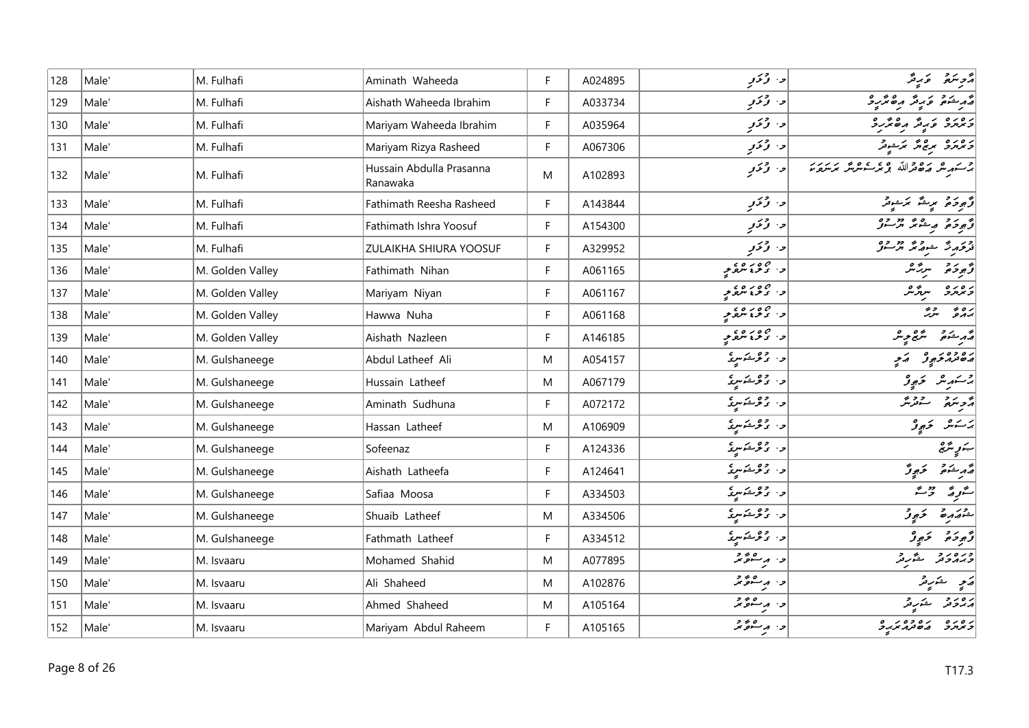| 128 | Male' | M. Fulhafi | Aminath Waheeda | F | A024895 | މ. ފުޅަފި | އާމިނަތު ވަހީދާ |
|---|---|---|---|---|---|---|---|
| 129 | Male' | M. Fulhafi | Aishath Waheeda Ibrahim | F | A033734 | މ. ފުޅަފި | އައިޝަތު ވަހީދާ އިބްރާހީމް |
| 130 | Male' | M. Fulhafi | Mariyam Waheeda Ibrahim | F | A035964 | މ. ފުޅަފި | މަރިޔަމް ވަހީދާ އިބްރާހީމް |
| 131 | Male' | M. Fulhafi | Mariyam Rizya Rasheed | F | A067306 | މ. ފުޅަފި | މަރިޔަމް ރިޒްޔާ ރަޝީދު |
| 132 | Male' | M. Fulhafi | Hussain Abdulla Prasanna Ranawaka | M | A102893 | މ. ފުޅަފި | ހުސައިން އަބްދުاللهُ ޕްރަސަންނަ ރަނަވަކަ |
| 133 | Male' | M. Fulhafi | Fathimath Reesha Rasheed | F | A143844 | މ. ފުޅަފި | ފާތިމަތު ރީޝާ ރަޝީދު |
| 134 | Male' | M. Fulhafi | Fathimath Ishra Yoosuf | F | A154300 | މ. ފުޅަފި | ފާތިމަތު އިޝްރާ ޔޫސުފް |
| 135 | Male' | M. Fulhafi | ZULAIKHA SHIURA YOOSUF | F | A329952 | މ. ފުޅަފި | ޒުލައިޚާ ޝިއުރާ ޔޫސުފް |
| 136 | Male' | M. Golden Valley | Fathimath Nihan | F | A061165 | މ. ގޯލްޑަންވެލީ | ފާތިމަތު ނިހާން |
| 137 | Male' | M. Golden Valley | Mariyam Niyan | F | A061167 | މ. ގޯލްޑަންވެލީ | މަރިޔަމް ނިޔާން |
| 138 | Male' | M. Golden Valley | Hawwa Nuha | F | A061168 | މ. ގޯލްޑަންވެލީ | ހައްވާ ނުހާ |
| 139 | Male' | M. Golden Valley | Aishath Nazleen | F | A146185 | މ. ގޯލްޑަންވެލީ | އައިޝަތު ނާޒްލީން |
| 140 | Male' | M. Gulshaneege | Abdul Latheef Ali | M | A054157 | މ. ގުލްޝަނީގެ | އަބްދުއްލަތީފް އަލި |
| 141 | Male' | M. Gulshaneege | Hussain Latheef | M | A067179 | މ. ގުލްޝަނީގެ | ހުސައިން ލަތީފް |
| 142 | Male' | M. Gulshaneege | Aminath Sudhuna | F | A072172 | މ. ގުލްޝަނީގެ | އާމިނަތު ސުދުނާ |
| 143 | Male' | M. Gulshaneege | Hassan Latheef | M | A106909 | މ. ގުލްޝަނީގެ | ހަސަން ލަތީފް |
| 144 | Male' | M. Gulshaneege | Sofeenaz | F | A124336 | މ. ގުލްޝަނީގެ | ސަފީނާޒް |
| 145 | Male' | M. Gulshaneege | Aishath Latheefa | F | A124641 | މ. ގުލްޝަނީގެ | އައިޝަތު ލަތީފާ |
| 146 | Male' | M. Gulshaneege | Safiaa Moosa | F | A334503 | މ. ގުލްޝަނީގެ | ސާފިޢާ މޫސާ |
| 147 | Male' | M. Gulshaneege | Shuaib Latheef | M | A334506 | މ. ގުލްޝަނީގެ | ޝުޢައިބް ލަތީފް |
| 148 | Male' | M. Gulshaneege | Fathmath Latheef | F | A334512 | މ. ގުލްޝަނީގެ | ފާތިމަތު ލަތީފް |
| 149 | Male' | M. Isvaaru | Mohamed Shahid | M | A077895 | މ. އިސްވާރު | މުޙައްމަދު ޝާހިދު |
| 150 | Male' | M. Isvaaru | Ali Shaheed | M | A102876 | މ. އިސްވާރު | އަލި ޝަހީދު |
| 151 | Male' | M. Isvaaru | Ahmed Shaheed | M | A105164 | މ. އިސްވާރު | އަޙްމަދު ޝަހީދު |
| 152 | Male' | M. Isvaaru | Mariyam Abdul Raheem | F | A105165 | މ. އިސްވާރު | މަރިޔަމް އަބްދުއްރަޙީމް |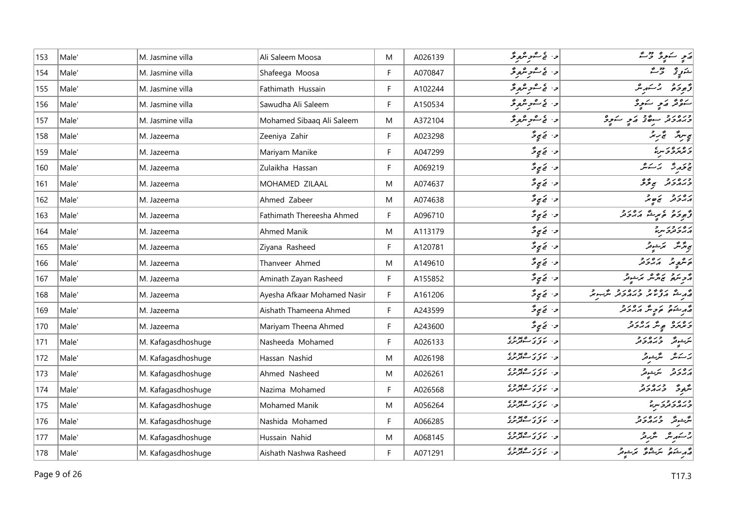| 153 | Male' | M. Jasmine villa | Ali Saleem Moosa | M | A026139 | މ. ޖެސްމިންވިލާ | އަލި ސަލީމް މޫސާ |
|---|---|---|---|---|---|---|---|
| 154 | Male' | M. Jasmine villa | Shafeega Moosa | F | A070847 | މ. ޖެސްމިންވިލާ | ޝަފީގާ މޫސާ |
| 155 | Male' | M. Jasmine villa | Fathimath Hussain | F | A102244 | މ. ޖެސްމިންވިލާ | ފާތިމަތު ހުސައިން |
| 156 | Male' | M. Jasmine villa | Sawudha Ali Saleem | F | A150534 | މ. ޖެސްމިންވިލާ | ސައުދާ އަލި ސަލީމް |
| 157 | Male' | M. Jasmine villa | Mohamed Sibaaq Ali Saleem | M | A372104 | މ. ޖެސްމިންވިލާ | މުހައްމަދު ސިބާޤު އަލި ސަލީމް |
| 158 | Male' | M. Jazeema | Zeeniya Zahir | F | A023298 | މ. ޖަޒީމާ | ޒީނިޔާ ޒާހިރު |
| 159 | Male' | M. Jazeema | Mariyam Manike | F | A047299 | މ. ޖަޒީމާ | މަރިޔަމްމަނިކެ |
| 160 | Male' | M. Jazeema | Zulaikha Hassan | F | A069219 | މ. ޖަޒީމާ | ޒުލައިޚާ ހަސަން |
| 161 | Male' | M. Jazeema | MOHAMED ZILAAL | M | A074637 | މ. ޖަޒީމާ | މުހައްމަދު ޒިލާލް |
| 162 | Male' | M. Jazeema | Ahmed Zabeer | M | A074638 | މ. ޖަޒީމާ | އަޙްމަދު ޒަބީރު |
| 163 | Male' | M. Jazeema | Fathimath Thereesha Ahmed | F | A096710 | މ. ޖަޒީމާ | ފާތިމަތު ތެރީޝާ އަޙްމަދު |
| 164 | Male' | M. Jazeema | Ahmed Manik | M | A113179 | މ. ޖަޒީމާ | އަޙްމަދުމަނިކު |
| 165 | Male' | M. Jazeema | Ziyana Rasheed | F | A120781 | މ. ޖަޒީމާ | ޒިޔާނާ ރަޝީދު |
| 166 | Male' | M. Jazeema | Thanveer Ahmed | M | A149610 | މ. ޖަޒީމާ | ތަންވީރު އަޙްމަދު |
| 167 | Male' | M. Jazeema | Aminath Zayan Rasheed | F | A155852 | މ. ޖަޒީމާ | އާމިނަތު ޒަޔާން ރަޝީދު |
| 168 | Male' | M. Jazeema | Ayesha Afkaar Mohamed Nasir | F | A161206 | މ. ޖަޒީމާ | އާއިޝާ އަފްކާރު މުހައްމަދު ނާޞިރު |
| 169 | Male' | M. Jazeema | Aishath Thameena Ahmed | F | A243599 | މ. ޖަޒީމާ | އައިޝަތު ތަމީނާ އަޙްމަދު |
| 170 | Male' | M. Jazeema | Mariyam Theena Ahmed | F | A243600 | މ. ޖަޒީމާ | މަރިޔަމް ތީނާ އަޙްމަދު |
| 171 | Male' | M. Kafagasdhoshuge | Nasheeda Mohamed | F | A026133 | މ. ކަފަގަސްދޮށުގެ | ނަޝީދާ މުހައްމަދު |
| 172 | Male' | M. Kafagasdhoshuge | Hassan Nashid | M | A026198 | މ. ކަފަގަސްދޮށުގެ | ހަސަން ނާޝިދު |
| 173 | Male' | M. Kafagasdhoshuge | Ahmed Nasheed | M | A026261 | މ. ކަފަގަސްދޮށުގެ | އަޙްމަދު ނަޝީދު |
| 174 | Male' | M. Kafagasdhoshuge | Nazima Mohamed | F | A026568 | މ. ކަފަގަސްދޮށުގެ | ނާޒިމާ މުހައްމަދު |
| 175 | Male' | M. Kafagasdhoshuge | Mohamed Manik | M | A056264 | މ. ކަފަގަސްދޮށުގެ | މުހައްމަދުމަނިކު |
| 176 | Male' | M. Kafagasdhoshuge | Nashida Mohamed | F | A066285 | މ. ކަފަގަސްދޮށުގެ | ނާޝިދާ މުހައްމަދު |
| 177 | Male' | M. Kafagasdhoshuge | Hussain Nahid | M | A068145 | މ. ކަފަގަސްދޮށުގެ | ހުސައިން ނާހިދު |
| 178 | Male' | M. Kafagasdhoshuge | Aishath Nashwa Rasheed | F | A071291 | މ. ކަފަގަސްދޮށުގެ | އައިޝަތު ނަޝްވާ ރަޝީދު |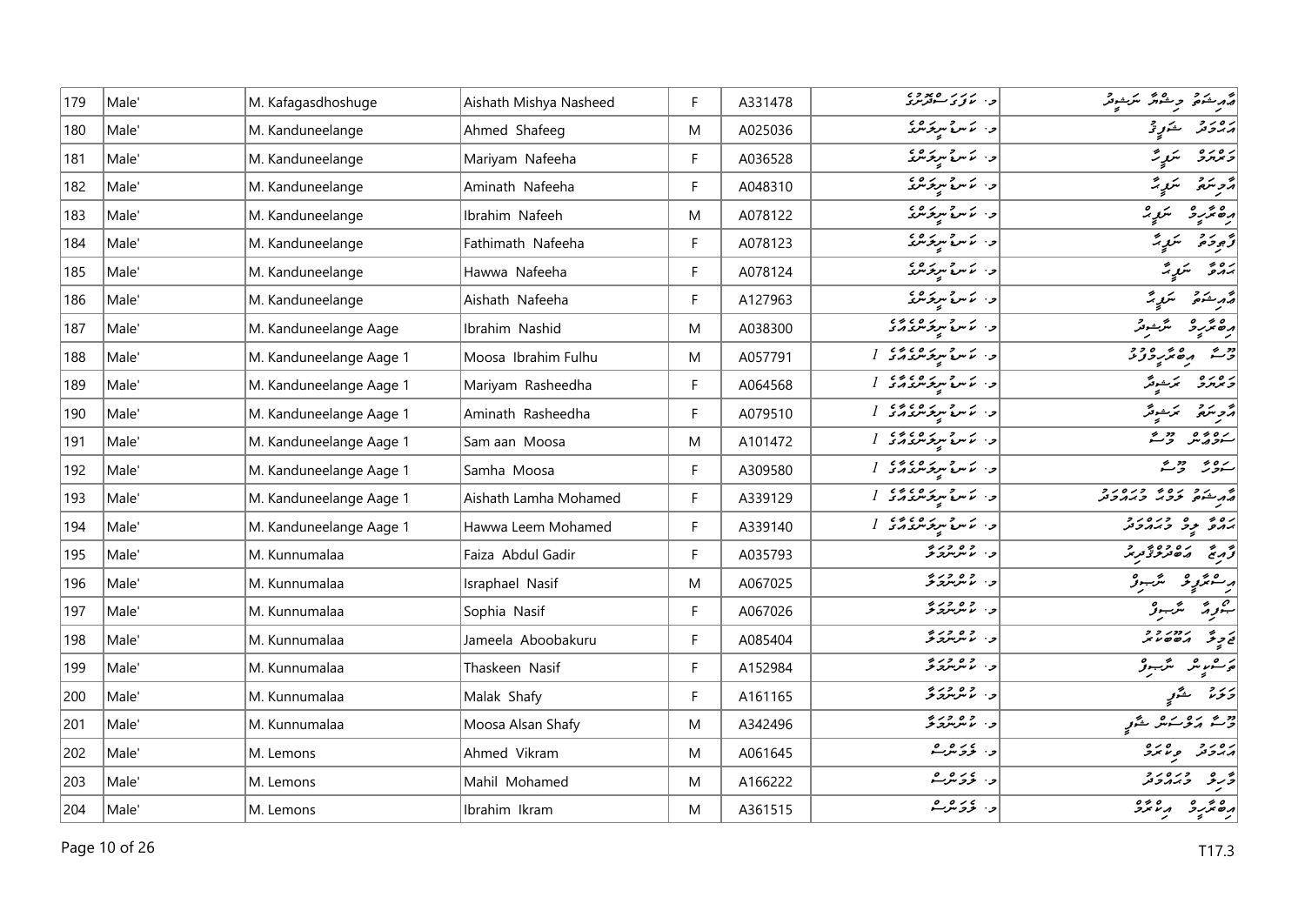| 179 | Male' | M. Kafagasdhoshuge | Aishath Mishya Nasheed | F | A331478 | މ. ކަފަގަސްދޮށުގެ | އައިޝަތު މިޝްޔާ ނަޝީދު |
|---|---|---|---|---|---|---|---|
| 180 | Male' | M. Kanduneelange | Ahmed Shafeeg | M | A025036 | މ. ކަނޑުނީލަންގެ | އަހުމަދު ޝަފީގު |
| 181 | Male' | M. Kanduneelange | Mariyam Nafeeha | F | A036528 | މ. ކަނޑުނީލަންގެ | މަރިޔަމް ނަފީހާ |
| 182 | Male' | M. Kanduneelange | Aminath Nafeeha | F | A048310 | މ. ކަނޑުނީލަންގެ | އާމިނަތު ނަފީހާ |
| 183 | Male' | M. Kanduneelange | Ibrahim Nafeeh | M | A078122 | މ. ކަނޑުނީލަންގެ | އިބްރާހީމް ނަފީހު |
| 184 | Male' | M. Kanduneelange | Fathimath Nafeeha | F | A078123 | މ. ކަނޑުނީލަންގެ | ފާތިމަތު ނަފީހާ |
| 185 | Male' | M. Kanduneelange | Hawwa Nafeeha | F | A078124 | މ. ކަނޑުނީލަންގެ | ހައްވާ ނަފީހާ |
| 186 | Male' | M. Kanduneelange | Aishath Nafeeha | F | A127963 | މ. ކަނޑުނީލަންގެ | އައިޝަތު ނަފީހާ |
| 187 | Male' | M. Kanduneelange Aage | Ibrahim Nashid | M | A038300 | މ. ކަނޑުނީލަންގެއާގެ | އިބްރާހީމް ނާޝިދު |
| 188 | Male' | M. Kanduneelange Aage 1 | Moosa Ibrahim Fulhu | M | A057791 | މ. ކަނޑުނީލަންގެއާގެ 1 | މޫސާ އިބްރާހީމްފުޅު |
| 189 | Male' | M. Kanduneelange Aage 1 | Mariyam Rasheedha | F | A064568 | މ. ކަނޑުނީލަންގެއާގެ 1 | މަރިޔަމް ރަޝީދާ |
| 190 | Male' | M. Kanduneelange Aage 1 | Aminath Rasheedha | F | A079510 | މ. ކަނޑުނީލަންގެއާގެ 1 | އާމިނަތު ރަޝީދާ |
| 191 | Male' | M. Kanduneelange Aage 1 | Sam aan Moosa | M | A101472 | މ. ކަނޑުނީލަންގެއާގެ 1 | ސަމްއާން މޫސާ |
| 192 | Male' | M. Kanduneelange Aage 1 | Samha Moosa | F | A309580 | މ. ކަނޑުނީލަންގެއާގެ 1 | ސަމްހާ މޫސާ |
| 193 | Male' | M. Kanduneelange Aage 1 | Aishath Lamha Mohamed | F | A339129 | މ. ކަނޑުނީލަންގެއާގެ 1 | އައިޝަތު ލަމްހާ މުހައްމަދު |
| 194 | Male' | M. Kanduneelange Aage 1 | Hawwa Leem Mohamed | F | A339140 | މ. ކަނޑުނީލަންގެއާގެ 1 | ހައްވާ ލީމް މުހައްމަދު |
| 195 | Male' | M. Kunnumalaa | Faiza Abdul Gadir | F | A035793 | މ. ކުންނުމަލާ | ފާއިޒާ އަބްދުލްޤާދިރު |
| 196 | Male' | M. Kunnumalaa | Israphael Nasif | M | A067025 | މ. ކުންނުމަލާ | އިސްރާފީލް ނާސިފް |
| 197 | Male' | M. Kunnumalaa | Sophia Nasif | F | A067026 | މ. ކުންނުމަލާ | ސޯފިއާ ނާސިފް |
| 198 | Male' | M. Kunnumalaa | Jameela Aboobakuru | F | A085404 | މ. ކުންނުމަލާ | ޖަމީލާ އަބޫބަކުރު |
| 199 | Male' | M. Kunnumalaa | Thaskeen Nasif | F | A152984 | މ. ކުންނުމަލާ | ތަސްކީން ނާސިފް |
| 200 | Male' | M. Kunnumalaa | Malak Shafy | F | A161165 | މ. ކުންނުމަލާ | މަލަކް ޝާފީ |
| 201 | Male' | M. Kunnumalaa | Moosa Alsan Shafy | M | A342496 | މ. ކުންނުމަލާ | މޫސާ އަލްސަން ޝާފީ |
| 202 | Male' | M. Lemons | Ahmed Vikram | M | A061645 | މ. ލެމަންސް | އަހުމަދު ވިކްރަމް |
| 203 | Male' | M. Lemons | Mahil Mohamed | M | A166222 | މ. ލެމަންސް | މާހިލް މުހައްމަދު |
| 204 | Male' | M. Lemons | Ibrahim Ikram | M | A361515 | މ. ލެމަންސް | އިބްރާހީމް އިކްރާމް |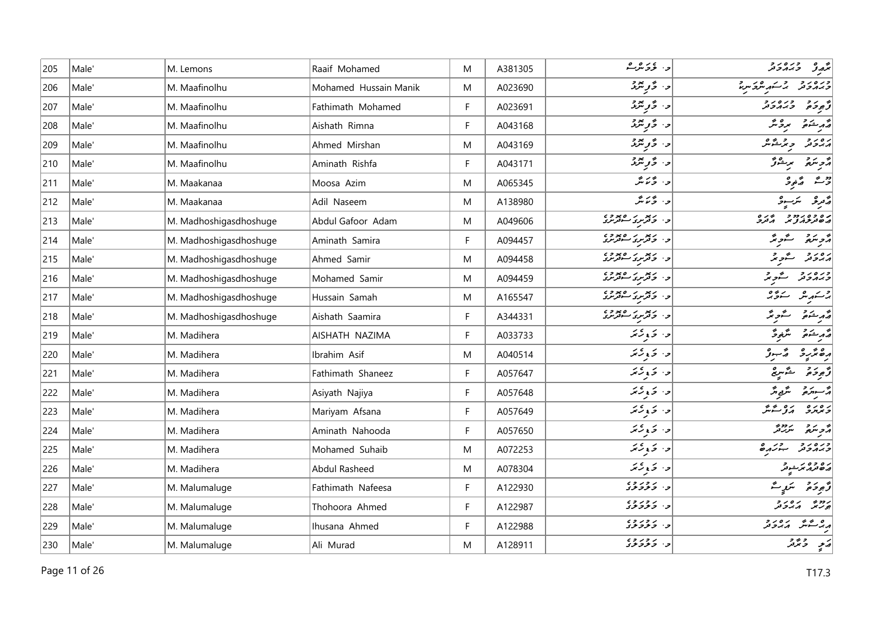| 205 | Male' | M. Lemons | Raaif Mohamed | M | A381305 | މ. ލެމަންސް | ރާއިފް މުޙައްމަދު |
|---|---|---|---|---|---|---|---|
| 206 | Male' | M. Maafinolhu | Mohamed Hussain Manik | M | A023690 | މ. މާފިނޮޅު | މުޙައްމަދު ޙުސައިންމަނިކު |
| 207 | Male' | M. Maafinolhu | Fathimath Mohamed | F | A023691 | މ. މާފިނޮޅު | ފާތިމަތު މުޙައްމަދު |
| 208 | Male' | M. Maafinolhu | Aishath Rimna | F | A043168 | މ. މާފިނޮޅު | އާއިޝަތު ރިމްނާ |
| 209 | Male' | M. Maafinolhu | Ahmed Mirshan | M | A043169 | މ. މާފިނޮޅު | އަޙްމަދު މިރްޝާން |
| 210 | Male' | M. Maafinolhu | Aminath Rishfa | F | A043171 | މ. މާފިނޮޅު | އާމިނަތު ރިޝްފާ |
| 211 | Male' | M. Maakanaa | Moosa Azim | M | A065345 | މ. މާކަނާ | މޫސާ އާޒިމް |
| 212 | Male' | M. Maakanaa | Adil Naseem | M | A138980 | މ. މާކަނާ | އާދިލް ނަސީމް |
| 213 | Male' | M. Madhoshigasdhoshuge | Abdul Gafoor Adam | M | A049606 | މ. މަދޮށިގަސްދޮށުގެ | އަބްދުލްޣަފޫރު އާދަމް |
| 214 | Male' | M. Madhoshigasdhoshuge | Aminath Samira | F | A094457 | މ. މަދޮށިގަސްދޮށުގެ | އާމިނަތު ސާމިރާ |
| 215 | Male' | M. Madhoshigasdhoshuge | Ahmed Samir | M | A094458 | މ. މަދޮށިގަސްދޮށުގެ | އަޙްމަދު ސާމިރު |
| 216 | Male' | M. Madhoshigasdhoshuge | Mohamed Samir | M | A094459 | މ. މަދޮށިގަސްދޮށުގެ | މުޙައްމަދު ސާމިރު |
| 217 | Male' | M. Madhoshigasdhoshuge | Hussain Samah | M | A165547 | މ. މަދޮށިގަސްދޮށުގެ | ޙުސައިން ސަމާޙް |
| 218 | Male' | M. Madhoshigasdhoshuge | Aishath Saamira | F | A344331 | މ. މަދޮށިގަސްދޮށުގެ | އާއިޝަތު ސާމިރާ |
| 219 | Male' | M. Madihera | AISHATH NAZIMA | F | A033733 | މ. މަޑިހެރަ | އާއިޝަތު ނާޒިމާ |
| 220 | Male' | M. Madihera | Ibrahim Asif | M | A040514 | މ. މަޑިހެރަ | އިބްރާހިމް އާސިފް |
| 221 | Male' | M. Madihera | Fathimath Shaneez | F | A057647 | މ. މަޑިހެރަ | ފާތިމަތު ޝާނީޒު |
| 222 | Male' | M. Madihera | Asiyath Najiya | F | A057648 | މ. މަޑިހެރަ | އާސިޔަތު ނާޖިޔާ |
| 223 | Male' | M. Madihera | Mariyam Afsana | F | A057649 | މ. މަޑިހެރަ | މަރިޔަމް އަފްސާނާ |
| 224 | Male' | M. Madihera | Aminath Nahooda | F | A057650 | މ. މަޑިހެރަ | އާމިނަތު ނަހޫދާ |
| 225 | Male' | M. Madihera | Mohamed Suhaib | M | A072253 | މ. މަޑިހެރަ | މުޙައްމަދު ސުހައިބް |
| 226 | Male' | M. Madihera | Abdul Rasheed | M | A078304 | މ. މަޑިހެރަ | އަބްދުއްރަޝީދު |
| 227 | Male' | M. Malumaluge | Fathimath Nafeesa | F | A122930 | މ. މަޅުމަޅުގެ | ފާތިމަތު ނަފީސާ |
| 228 | Male' | M. Malumaluge | Thohoora Ahmed | F | A122987 | މ. މަޅުމަޅުގެ | ޠަހޫރާ އަޙްމަދު |
| 229 | Male' | M. Malumaluge | Ihusana Ahmed | F | A122988 | މ. މަޅުމަޅުގެ | އިޙްސާނާ އަޙްމަދު |
| 230 | Male' | M. Malumaluge | Ali Murad | M | A128911 | މ. މަޅުމަޅުގެ | އަލި މުރާދު |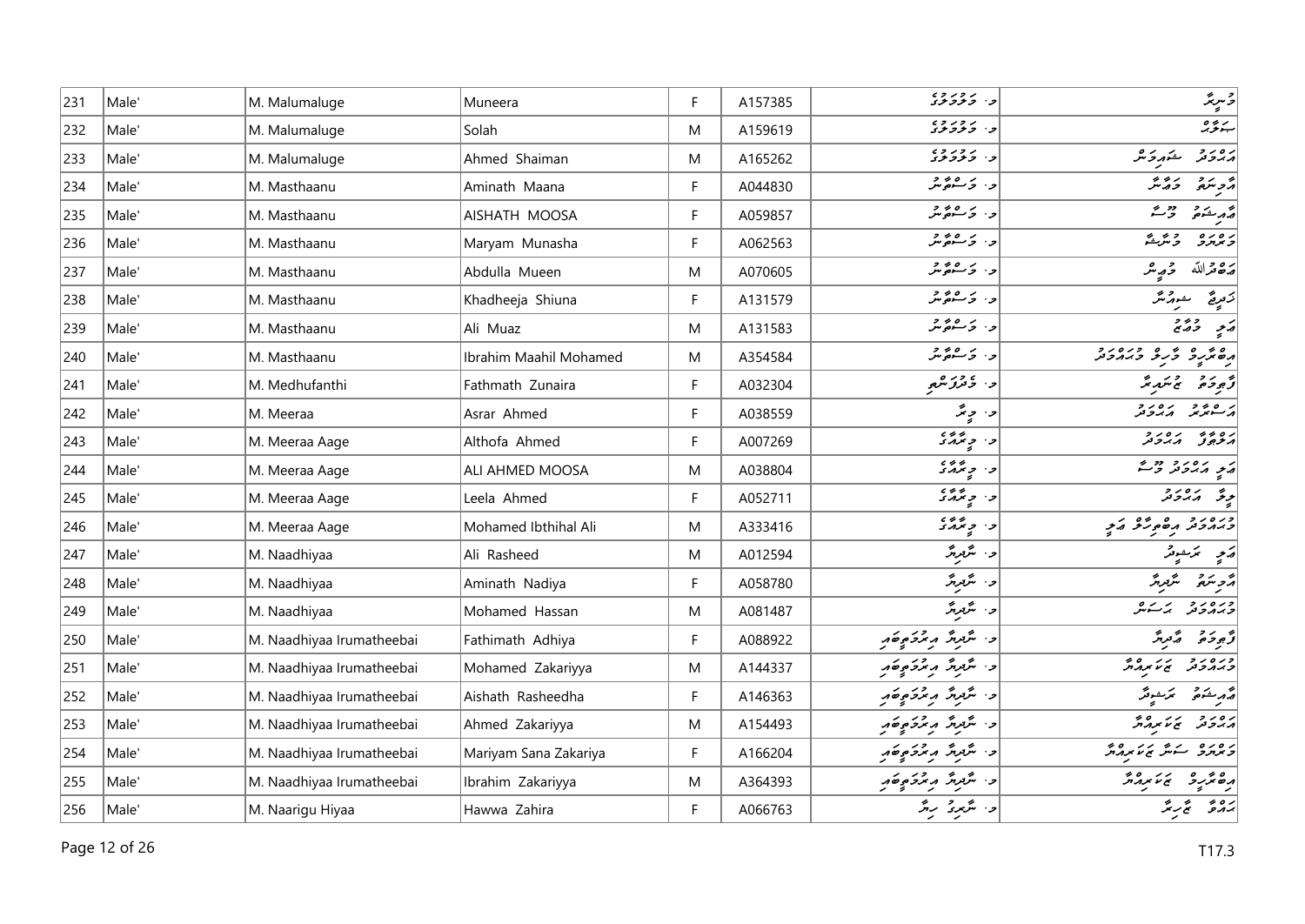| 231 | Male' | M. Malumaluge | Muneera | F | A157385 | މ. މަލުމަލުގެ | މުނީރާ |
|---|---|---|---|---|---|---|---|
| 232 | Male' | M. Malumaluge | Solah | M | A159619 | މ. މަލުމަލުގެ | ސޮލާހް |
| 233 | Male' | M. Malumaluge | Ahmed Shaiman | M | A165262 | މ. މަލުމަލުގެ | އަޙްމަދު ޝައިމަން |
| 234 | Male' | M. Masthaanu | Aminath Maana | F | A044830 | މ. މަސްތާނު | އާމިނަތު މާނާ |
| 235 | Male' | M. Masthaanu | AISHATH MOOSA | F | A059857 | މ. މަސްތާނު | އައިޝަތު މޫސާ |
| 236 | Male' | M. Masthaanu | Maryam Munasha | F | A062563 | މ. މަސްތާނު | މަރްޔަމް މުނާޝާ |
| 237 | Male' | M. Masthaanu | Abdulla Mueen | M | A070605 | މ. މަސްތާނު | އަބްދުﷲ މުއީން |
| 238 | Male' | M. Masthaanu | Khadheeja Shiuna | F | A131579 | މ. މަސްތާނު | ޚަދީޖާ ޝިއުނާ |
| 239 | Male' | M. Masthaanu | Ali Muaz | M | A131583 | މ. މަސްތާނު | އަލި މުއާޒު |
| 240 | Male' | M. Masthaanu | Ibrahim Maahil Mohamed | M | A354584 | މ. މަސްތާނު | އިބްރާހީމް މާހިލް މުޙައްމަދު |
| 241 | Male' | M. Medhufanthi | Fathmath Zunaira | F | A032304 | މ. މެދުފަންތި | ފާތިމަތު ޒުނައިރާ |
| 242 | Male' | M. Meeraa | Asrar Ahmed | F | A038559 | މ. މީރާ | އަސްރާރު އަޙްމަދު |
| 243 | Male' | M. Meeraa Aage | Althofa Ahmed | F | A007269 | މ. މީރާއާގެ | އަލްތޮފާ އަޙްމަދު |
| 244 | Male' | M. Meeraa Aage | ALI AHMED MOOSA | M | A038804 | މ. މީރާއާގެ | އަލި އަޙްމަދު މޫސާ |
| 245 | Male' | M. Meeraa Aage | Leela Ahmed | F | A052711 | މ. މީރާއާގެ | ލީލާ އަޙްމަދު |
| 246 | Male' | M. Meeraa Aage | Mohamed Ibthihal Ali | M | A333416 | މ. މީރާއާގެ | މުޙައްމަދު އިބްތިހާލް އަލި |
| 247 | Male' | M. Naadhiyaa | Ali Rasheed | M | A012594 | މ. ނާދިޔާ | އަލި ރަޝީދު |
| 248 | Male' | M. Naadhiyaa | Aminath Nadiya | F | A058780 | މ. ނާދިޔާ | އާމިނަތު ނާދިޔާ |
| 249 | Male' | M. Naadhiyaa | Mohamed Hassan | M | A081487 | މ. ނާދިޔާ | މުޙައްމަދު ހަސަން |
| 250 | Male' | M. Naadhiyaa Irumatheebai | Fathimath Adhiya | F | A088922 | މ. ނާދިޔާ އިރުމަތީބައި | ފާތިމަތު އާދިޔާ |
| 251 | Male' | M. Naadhiyaa Irumatheebai | Mohamed Zakariyya | M | A144337 | މ. ނާދިޔާ އިރުމަތީބައި | މުޙައްމަދު ޒަކަރިއްޔާ |
| 252 | Male' | M. Naadhiyaa Irumatheebai | Aishath Rasheedha | F | A146363 | މ. ނާދިޔާ އިރުމަތީބައި | އައިޝަތު ރަޝީދާ |
| 253 | Male' | M. Naadhiyaa Irumatheebai | Ahmed Zakariyya | M | A154493 | މ. ނާދިޔާ އިރުމަތީބައި | އަޙްމަދު ޒަކަރިއްޔާ |
| 254 | Male' | M. Naadhiyaa Irumatheebai | Mariyam Sana Zakariya | F | A166204 | މ. ނާދިޔާ އިރުމަތީބައި | މަރިޔަމް ސަނާ ޒަކަރިއްޔާ |
| 255 | Male' | M. Naadhiyaa Irumatheebai | Ibrahim Zakariyya | M | A364393 | މ. ނާދިޔާ އިރުމަތީބައި | އިބްރާހީމް ޒަކަރިއްޔާ |
| 256 | Male' | M. Naarigu Hiyaa | Hawwa Zahira | F | A066763 | މ. ނާރިގު ހިޔާ | ހައްވާ ޒާހިރާ |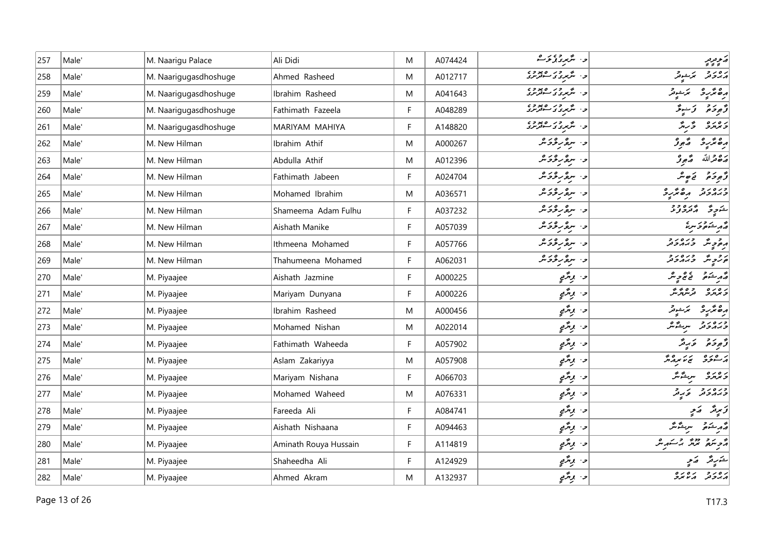| 257 | Male' | M. Naarigu Palace | Ali Didi | M | A074424 | މ. ނާރިގުޕެލަސް | އަލިދީދީ |
|---|---|---|---|---|---|---|---|
| 258 | Male' | M. Naarigugasdhoshuge | Ahmed Rasheed | M | A012717 | މ. ނާރިގުގަސްދޮށުގެ | އަހުމަދު ރަޝީދު |
| 259 | Male' | M. Naarigugasdhoshuge | Ibrahim Rasheed | M | A041643 | މ. ނާރިގުގަސްދޮށުގެ | އިބްރާހީމް ރަޝީދު |
| 260 | Male' | M. Naarigugasdhoshuge | Fathimath Fazeela | F | A048289 | މ. ނާރިގުގަސްދޮށުގެ | ފާތިމަތު ފަޒީލާ |
| 261 | Male' | M. Naarigugasdhoshuge | MARIYAM MAHIYA | F | A148820 | މ. ނާރިގުގަސްދޮށުގެ | މަރިޔަމް މާހިޔާ |
| 262 | Male' | M. New Hilman | Ibrahim Athif | M | A000267 | މ. ނިއުހިލްމަން | އިބްރާހީމް އާތިފް |
| 263 | Male' | M. New Hilman | Abdulla Athif | M | A012396 | މ. ނިއުހިލްމަން | އަބްދުﷲ އާތިފް |
| 264 | Male' | M. New Hilman | Fathimath Jabeen | F | A024704 | މ. ނިއުހިލްމަން | ފާތިމަތު ޖަބީން |
| 265 | Male' | M. New Hilman | Mohamed Ibrahim | M | A036571 | މ. ނިއުހިލްމަން | މުހައްމަދު އިބްރާހީމް |
| 266 | Male' | M. New Hilman | Shameema Adam Fulhu | F | A037232 | މ. ނިއުހިލްމަން | ޝަމީމާ އާދަމްފުޅު |
| 267 | Male' | M. New Hilman | Aishath Manike | F | A057039 | މ. ނިއުހިލްމަން | އާއިޝަތުމަނިކެ |
| 268 | Male' | M. New Hilman | Ithmeena Mohamed | F | A057766 | މ. ނިއުހިލްމަން | އިތުމީނާ މުހައްމަދު |
| 269 | Male' | M. New Hilman | Thahumeena Mohamed | F | A062031 | މ. ނިއުހިލްމަން | ތަހުމީނާ މުހައްމަދު |
| 270 | Male' | M. Piyaajee | Aishath Jazmine | F | A000225 | މ. ޕިޔާޖީ | އާއިޝަތު ޖަޒްމިން |
| 271 | Male' | M. Piyaajee | Mariyam Dunyana | F | A000226 | މ. ޕިޔާޖީ | މަރިޔަމް ދުންޔާނާ |
| 272 | Male' | M. Piyaajee | Ibrahim Rasheed | M | A000456 | މ. ޕިޔާޖީ | އިބްރާހީމް ރަޝީދު |
| 273 | Male' | M. Piyaajee | Mohamed Nishan | M | A022014 | މ. ޕިޔާޖީ | މުހައްމަދު ނިޝާން |
| 274 | Male' | M. Piyaajee | Fathimath Waheeda | F | A057902 | މ. ޕިޔާޖީ | ފާތިމަތު ވަހީދާ |
| 275 | Male' | M. Piyaajee | Aslam Zakariyya | M | A057908 | މ. ޕިޔާޖީ | އަސްލަމް ޒަކަރިއްޔާ |
| 276 | Male' | M. Piyaajee | Mariyam Nishana | F | A066703 | މ. ޕިޔާޖީ | މަރިޔަމް ނިޝާނާ |
| 277 | Male' | M. Piyaajee | Mohamed Waheed | M | A076331 | މ. ޕިޔާޖީ | މުހައްމަދު ވަހީދު |
| 278 | Male' | M. Piyaajee | Fareeda Ali | F | A084741 | މ. ޕިޔާޖީ | ފަރީދާ އަލި |
| 279 | Male' | M. Piyaajee | Aishath Nishaana | F | A094463 | މ. ޕިޔާޖީ | އާއިޝަތު ނިޝާނާ |
| 280 | Male' | M. Piyaajee | Aminath Rouya Hussain | F | A114819 | މ. ޕިޔާޖީ | އާމިނަތު ރުއްޔާ ހުސައިން |
| 281 | Male' | M. Piyaajee | Shaheedha Ali | F | A124929 | މ. ޕިޔާޖީ | ޝަހީދާ އަލި |
| 282 | Male' | M. Piyaajee | Ahmed Akram | M | A132937 | މ. ޕިޔާޖީ | އަހުމަދު އަކްރަމް |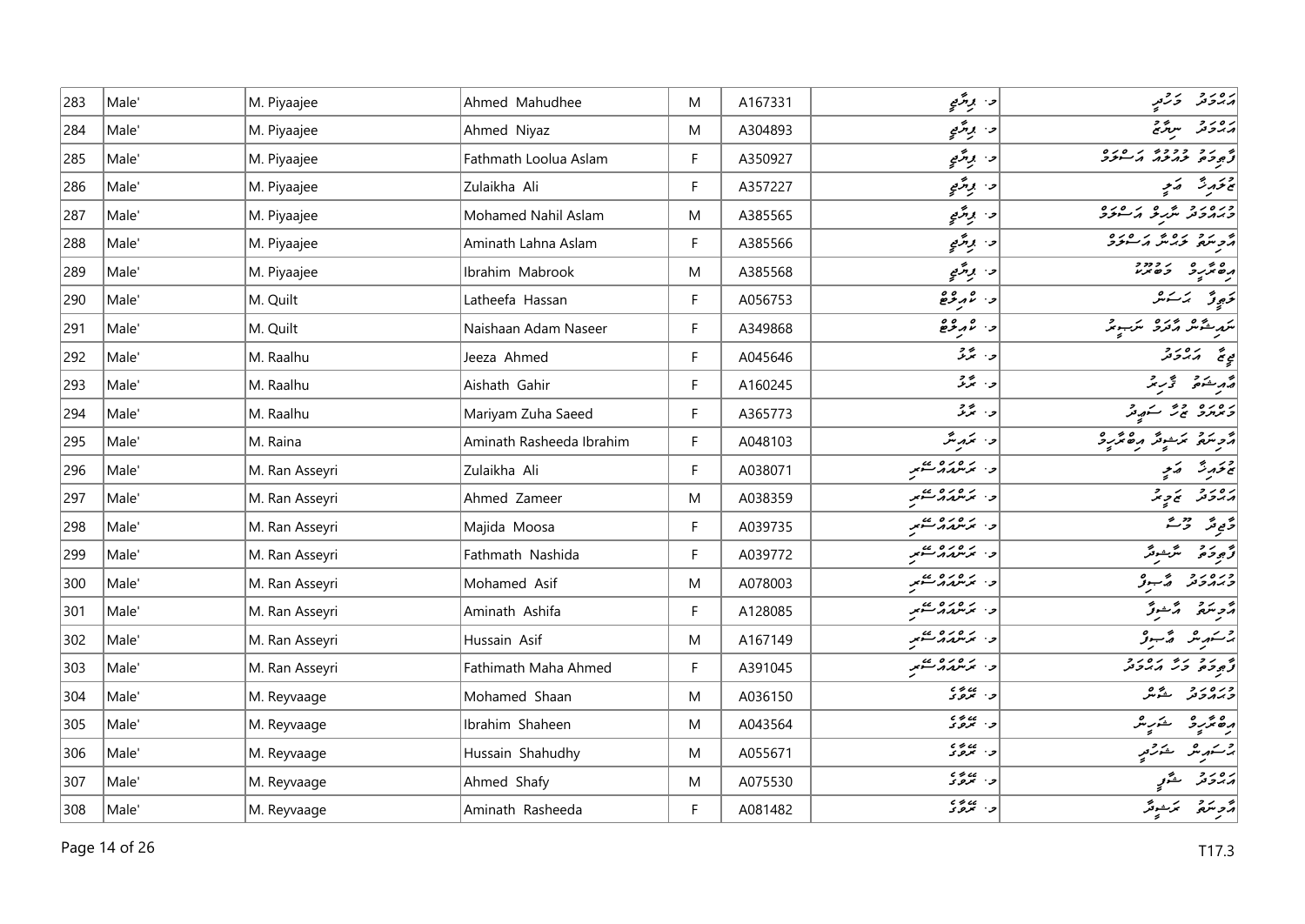| 283 | Male' | M. Piyaajee | Ahmed Mahudhee | M | A167331 | މ. ޕިޔާޖީ | އަޙުމަދު މަހުދީ |
|---|---|---|---|---|---|---|---|
| 284 | Male' | M. Piyaajee | Ahmed Niyaz | M | A304893 | މ. ޕިޔާޖީ | އަޙުމަދު ނިޔާޒް |
| 285 | Male' | M. Piyaajee | Fathmath Loolua Aslam | F | A350927 | މ. ޕިޔާޖީ | ފާތިމަތު ލޫލުއާ އަސްލަމް |
| 286 | Male' | M. Piyaajee | Zulaikha Ali | F | A357227 | މ. ޕިޔާޖީ | ޒުލައިޚާ ޢަލީ |
| 287 | Male' | M. Piyaajee | Mohamed Nahil Aslam | M | A385565 | މ. ޕިޔާޖީ | މުޙައްމަދު ނާހިލް އަސްލަމް |
| 288 | Male' | M. Piyaajee | Aminath Lahna Aslam | F | A385566 | މ. ޕިޔާޖީ | އާމިނަތު ލަހްނާ އަސްލަމް |
| 289 | Male' | M. Piyaajee | Ibrahim Mabrook | M | A385568 | މ. ޕިޔާޖީ | އިބްރާހީމް މަބްރޫކް |
| 290 | Male' | M. Quilt | Latheefa Hassan | F | A056753 | މ. ކުއިލްޓް | ލަޠީފާ ޙަސަން |
| 291 | Male' | M. Quilt | Naishaan Adam Naseer | F | A349868 | މ. ކުއިލްޓް | ނައިޝާން އާދަމް ނަސީރު |
| 292 | Male' | M. Raalhu | Jeeza Ahmed | F | A045646 | މ. ރާޅު | ޖީޒާ އަޙްމަދު |
| 293 | Male' | M. Raalhu | Aishath Gahir | F | A160245 | މ. ރާޅު | އާއިޝަތު ޤާހިރު |
| 294 | Male' | M. Raalhu | Mariyam Zuha Saeed | F | A365773 | މ. ރާޅު | މަރިޔަމް ޒުހާ ސަޢީދު |
| 295 | Male' | M. Raina | Aminath Rasheeda Ibrahim | F | A048103 | މ. ރައިނާ | އާމިނަތު ރަޝީދާ އިބްރާހީމް |
| 296 | Male' | M. Ran Asseyri | Zulaikha Ali | F | A038071 | މ. ރަންއައްސޭރި | ޒުލައިޚާ ޢަލީ |
| 297 | Male' | M. Ran Asseyri | Ahmed Zameer | M | A038359 | މ. ރަންއައްސޭރި | އަޙްމަދު ޒަމީރު |
| 298 | Male' | M. Ran Asseyri | Majida Moosa | F | A039735 | މ. ރަންއައްސޭރި | މާޖިދާ މޫސާ |
| 299 | Male' | M. Ran Asseyri | Fathmath Nashida | F | A039772 | މ. ރަންއައްސޭރި | ފާތިމަތު ނާޝިދާ |
| 300 | Male' | M. Ran Asseyri | Mohamed Asif | M | A078003 | މ. ރަންއައްސޭރި | މުޙައްމަދު އާސިފް |
| 301 | Male' | M. Ran Asseyri | Aminath Ashifa | F | A128085 | މ. ރަންއައްސޭރި | އާމިނަތު އާޝިފާ |
| 302 | Male' | M. Ran Asseyri | Hussain Asif | M | A167149 | މ. ރަންއައްސޭރި | ހުސައިން އާސިފް |
| 303 | Male' | M. Ran Asseyri | Fathimath Maha Ahmed | F | A391045 | މ. ރަންއައްސޭރި | ފާތިމަތު މަހާ އަޙްމަދު |
| 304 | Male' | M. Reyvaage | Mohamed Shaan | M | A036150 | މ. ރޭވާގެ | މުޙައްމަދު ޝާން |
| 305 | Male' | M. Reyvaage | Ibrahim Shaheen | M | A043564 | މ. ރޭވާގެ | އިބްރާހީމް ޝަހީން |
| 306 | Male' | M. Reyvaage | Hussain Shahudhy | M | A055671 | މ. ރޭވާގެ | ހުސައިން ޝަހުދީ |
| 307 | Male' | M. Reyvaage | Ahmed Shafy | M | A075530 | މ. ރޭވާގެ | އަޙްމަދު ޝާފީ |
| 308 | Male' | M. Reyvaage | Aminath Rasheeda | F | A081482 | މ. ރޭވާގެ | އާމިނަތު ރަޝީދާ |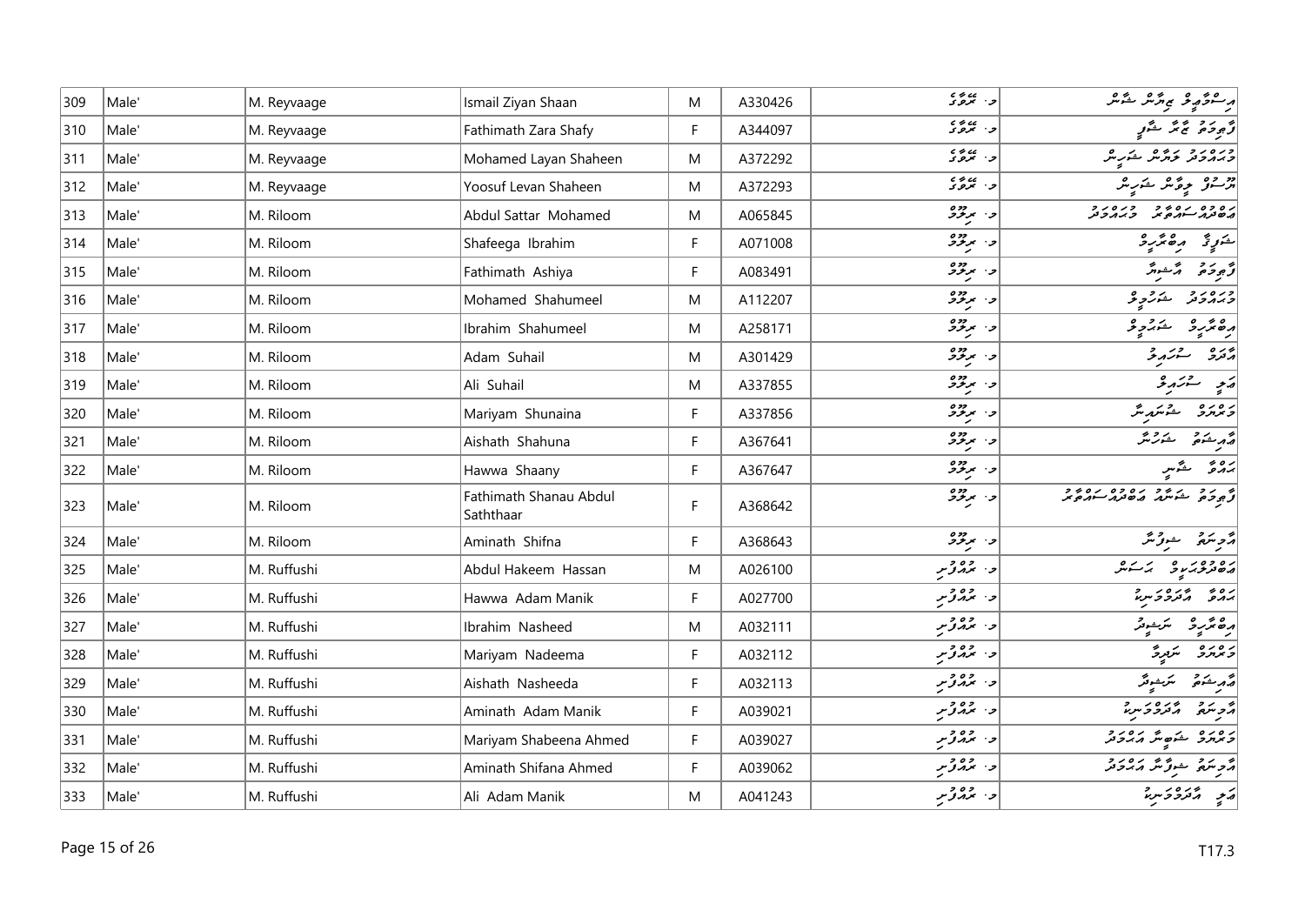| 309 | Male' | M. Reyvaage | Ismail Ziyan Shaan | M | A330426 | މ. ރޭވާގެ | އިސްމާޢީލް ޒިޔާން ޝާން |
|---|---|---|---|---|---|---|---|
| 310 | Male' | M. Reyvaage | Fathimath Zara Shafy | F | A344097 | މ. ރޭވާގެ | ފާތިމަތު ޒާރާ ޝާފީ |
| 311 | Male' | M. Reyvaage | Mohamed Layan Shaheen | M | A372292 | މ. ރޭވާގެ | މުހައްމަދު ލަޔާން ޝަހީން |
| 312 | Male' | M. Reyvaage | Yoosuf Levan Shaheen | M | A372293 | މ. ރޭވާގެ | ޔޫސުފް ލެވާން ޝަހީން |
| 313 | Male' | M. Riloom | Abdul Sattar Mohamed | M | A065845 | މ. ރިލޫމް | އަބްދުލް ސައްތާރު މުހައްމަދު |
| 314 | Male' | M. Riloom | Shafeega Ibrahim | F | A071008 | މ. ރިލޫމް | ޝަފީގާ އިބްރާހީމް |
| 315 | Male' | M. Riloom | Fathimath Ashiya | F | A083491 | މ. ރިލޫމް | ފާތިމަތު އާޝިޔާ |
| 316 | Male' | M. Riloom | Mohamed Shahumeel | M | A112207 | މ. ރިލޫމް | މުހައްމަދު ޝަހުމީލް |
| 317 | Male' | M. Riloom | Ibrahim Shahumeel | M | A258171 | މ. ރިލޫމް | އިބްރާހީމް ޝަހުމީލް |
| 318 | Male' | M. Riloom | Adam Suhail | M | A301429 | މ. ރިލޫމް | އާދަމް ސުހައިލް |
| 319 | Male' | M. Riloom | Ali Suhail | M | A337855 | މ. ރިލޫމް | އަލީ ސުހައިލް |
| 320 | Male' | M. Riloom | Mariyam Shunaina | F | A337856 | މ. ރިލޫމް | މަރިޔަމް ޝުނައިނާ |
| 321 | Male' | M. Riloom | Aishath Shahuna | F | A367641 | މ. ރިލޫމް | އައިޝަތު ޝަހުނާ |
| 322 | Male' | M. Riloom | Hawwa Shaany | F | A367647 | މ. ރިލޫމް | ހައްވާ ޝާނީ |
| 323 | Male' | M. Riloom | Fathimath Shanau Abdul Saththaar | F | A368642 | މ. ރިލޫމް | ފާތިމަތު ޝަނައު އަބްދުލް ސައްތާރު |
| 324 | Male' | M. Riloom | Aminath Shifna | F | A368643 | މ. ރިލޫމް | އާމިނަތު ޝިފްނާ |
| 325 | Male' | M. Ruffushi | Abdul Hakeem Hassan | M | A026100 | މ. ރުއްފުށި | އަބްދުލްހަކީމް ހަސަން |
| 326 | Male' | M. Ruffushi | Hawwa Adam Manik | F | A027700 | މ. ރުއްފުށި | ހައްވާ އާދަމްމަނިކު |
| 327 | Male' | M. Ruffushi | Ibrahim Nasheed | M | A032111 | މ. ރުއްފުށި | އިބްރާހީމް ނަޝީދު |
| 328 | Male' | M. Ruffushi | Mariyam Nadeema | F | A032112 | މ. ރުއްފުށި | މަރިޔަމް ނަދީމާ |
| 329 | Male' | M. Ruffushi | Aishath Nasheeda | F | A032113 | މ. ރުއްފުށި | އައިޝަތު ނަޝީދާ |
| 330 | Male' | M. Ruffushi | Aminath Adam Manik | F | A039021 | މ. ރުއްފުށި | އާމިނަތު އާދަމްމަނިކު |
| 331 | Male' | M. Ruffushi | Mariyam Shabeena Ahmed | F | A039027 | މ. ރުއްފުށި | މަރިޔަމް ޝަބީނާ އަހުމަދު |
| 332 | Male' | M. Ruffushi | Aminath Shifana Ahmed | F | A039062 | މ. ރުއްފުށި | އާމިނަތު ޝިފާނާ އަހުމަދު |
| 333 | Male' | M. Ruffushi | Ali Adam Manik | M | A041243 | މ. ރުއްފުށި | އަލީ އާދަމްމަނިކު |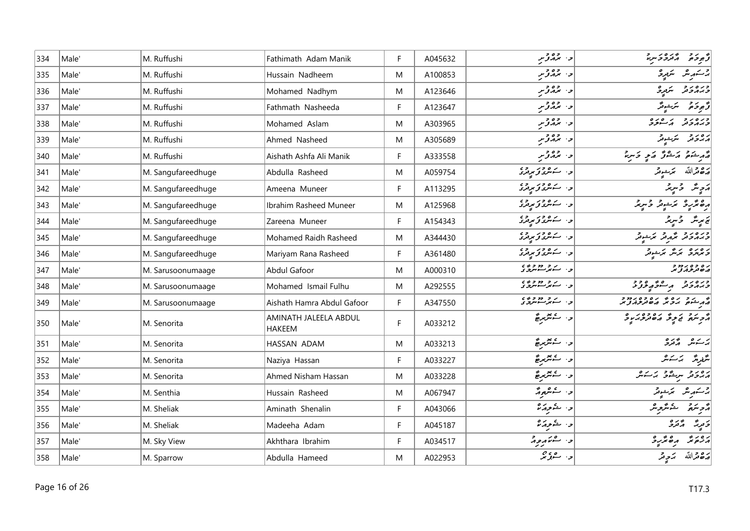| 334 | Male' | M. Ruffushi | Fathimath Adam Manik | F | A045632 | މ. ރުއްފުށި | ފާތިމަތު އާދަމްމަނިކު |
|---|---|---|---|---|---|---|---|
| 335 | Male' | M. Ruffushi | Hussain Nadheem | M | A100853 | މ. ރުއްފުށި | ހުސައިން ނަދީމް |
| 336 | Male' | M. Ruffushi | Mohamed Nadhym | M | A123646 | މ. ރުއްފުށި | މުހައްމަދު ނަދީމް |
| 337 | Male' | M. Ruffushi | Fathmath Nasheeda | F | A123647 | މ. ރުއްފުށި | ފާތިމަތު ނަޝީދާ |
| 338 | Male' | M. Ruffushi | Mohamed Aslam | M | A303965 | މ. ރުއްފުށި | މުހައްމަދު އަސްލަމް |
| 339 | Male' | M. Ruffushi | Ahmed Nasheed | M | A305689 | މ. ރުއްފުށި | އަހުމަދު ނަޝީދު |
| 340 | Male' | M. Ruffushi | Aishath Ashfa Ali Manik | F | A333558 | މ. ރުއްފުށި | އާއިޝަތު އަޝްފާ އަލި މަނިކު |
| 341 | Male' | M. Sangufareedhuge | Abdulla Rasheed | M | A059754 | މ. ސަންގުފަރީދުގެ | އަބްދުﷲ ރަޝީދު |
| 342 | Male' | M. Sangufareedhuge | Ameena Muneer | F | A113295 | މ. ސަންގުފަރީދުގެ | އަމީނާ މުނީރު |
| 343 | Male' | M. Sangufareedhuge | Ibrahim Rasheed Muneer | M | A125968 | މ. ސަންގުފަރީދުގެ | އިބްރާހިމް ރަޝީދު މުނީރު |
| 344 | Male' | M. Sangufareedhuge | Zareena Muneer | F | A154343 | މ. ސަންގުފަރީދުގެ | ޒަރީނާ މުނީރު |
| 345 | Male' | M. Sangufareedhuge | Mohamed Raidh Rasheed | M | A344430 | މ. ސަންގުފަރީދުގެ | މުހައްމަދު ރާއިދު ރަޝީދު |
| 346 | Male' | M. Sangufareedhuge | Mariyam Rana Rasheed | F | A361480 | މ. ސަންގުފަރީދުގެ | މަރިޔަމް ރަނާ ރަޝީދު |
| 347 | Male' | M. Sarusoonumaage | Abdul Gafoor | M | A000310 | މ. ސަރުސޫނުމާގެ | އަބްދުލްޣަފޫރު |
| 348 | Male' | M. Sarusoonumaage | Mohamed Ismail Fulhu | M | A292555 | މ. ސަރުސޫނުމާގެ | މުހައްމަދު އިސްމާއިލްފުޅު |
| 349 | Male' | M. Sarusoonumaage | Aishath Hamra Abdul Gafoor | F | A347550 | މ. ސަރުސޫނުމާގެ | އާއިޝަތު ހަމްރާ އަބްދުލްޣަފޫރު |
| 350 | Male' | M. Senorita | AMINATH JALEELA ABDUL HAKEEM | F | A033212 | މ. ސެނޮރީޓާ | އާމިނަތު ޖަލީލާ އަބްދުލްހަކީމް |
| 351 | Male' | M. Senorita | HASSAN ADAM | M | A033213 | މ. ސެނޮރީޓާ | ހަސަން އާދަމް |
| 352 | Male' | M. Senorita | Naziya Hassan | F | A033227 | މ. ސެނޮރީޓާ | ނާޒިޔާ ހަސަން |
| 353 | Male' | M. Senorita | Ahmed Nisham Hassan | M | A033228 | މ. ސެނޮރީޓާ | އަހުމަދު ނިޝާމް ހަސަން |
| 354 | Male' | M. Senthia | Hussain Rasheed | M | A067947 | މ. ސެންތިއާ | ހުސައިން ރަޝީދު |
| 355 | Male' | M. Sheliak | Aminath Shenalin | F | A043066 | މ. ޝެލިއަކް | އާމިނަތު ޝެނާލިން |
| 356 | Male' | M. Sheliak | Madeeha Adam | F | A045187 | މ. ޝެލިއަކް | މަދީހާ އާދަމް |
| 357 | Male' | M. Sky View | Akhthara Ibrahim | F | A034517 | މ. ސްކައިވިއު | އަޚްތަރާ އިބްރާހިމް |
| 358 | Male' | M. Sparrow | Abdulla Hameed | M | A022953 | މ. ސްޕެރޯ | އަބްދުﷲ ހަމީދު |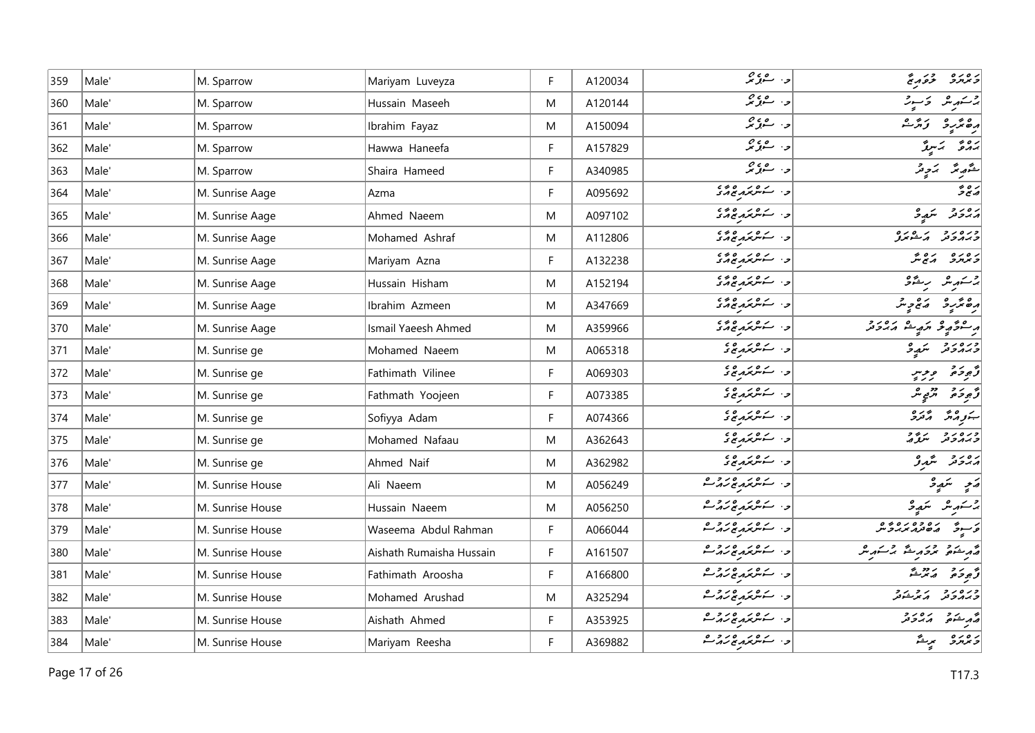| 359 | Male' | M. Sparrow | Mariyam Luveyza | F | A120034 | މ. ސްޕެރޯ | މަރިޔަމް ލުވޭޒާ |
|---|---|---|---|---|---|---|---|
| 360 | Male' | M. Sparrow | Hussain Maseeh | M | A120144 | މ. ސްޕެރޯ | ހުސައިން މަސީހު |
| 361 | Male' | M. Sparrow | Ibrahim Fayaz | M | A150094 | މ. ސްޕެރޯ | އިބްރާހީމް ފަޔާޟް |
| 362 | Male' | M. Sparrow | Hawwa Haneefa | F | A157829 | މ. ސްޕެރޯ | ހައްވާ ހަނީފާ |
| 363 | Male' | M. Sparrow | Shaira Hameed | F | A340985 | މ. ސްޕެރޯ | ޝާއިރާ ހަމީދު |
| 364 | Male' | M. Sunrise Aage | Azma | F | A095692 | މ. ސަންރައިޒްއާގެ | އަޒްމާ |
| 365 | Male' | M. Sunrise Aage | Ahmed Naeem | M | A097102 | މ. ސަންރައިޒްއާގެ | އަޙްމަދު ނަޢީމް |
| 366 | Male' | M. Sunrise Aage | Mohamed Ashraf | M | A112806 | މ. ސަންރައިޒްއާގެ | މުޙައްމަދު އަޝްރަފް |
| 367 | Male' | M. Sunrise Aage | Mariyam Azna | F | A132238 | މ. ސަންރައިޒްއާގެ | މަރިޔަމް އަޒްނާ |
| 368 | Male' | M. Sunrise Aage | Hussain Hisham | M | A152194 | މ. ސަންރައިޒްއާގެ | ހުސައިން ހިޝާމް |
| 369 | Male' | M. Sunrise Aage | Ibrahim Azmeen | M | A347669 | މ. ސަންރައިޒްއާގެ | އިބްރާހީމް އަޒްމީން |
| 370 | Male' | M. Sunrise Aage | Ismail Yaeesh Ahmed | M | A359966 | މ. ސަންރައިޒްއާގެ | އިސްމާޢީލް ޔައީޝް އަޙްމަދު |
| 371 | Male' | M. Sunrise ge | Mohamed Naeem | M | A065318 | މ. ސަންރައިޒްގެ | މުޙައްމަދު ނަޢީމް |
| 372 | Male' | M. Sunrise ge | Fathimath Vilinee | F | A069303 | މ. ސަންރައިޒްގެ | ފާތިމަތު ވިލިނީ |
| 373 | Male' | M. Sunrise ge | Fathmath Yoojeen | F | A073385 | މ. ސަންރައިޒްގެ | ފާތިމަތު ޔޫޖީން |
| 374 | Male' | M. Sunrise ge | Sofiyya Adam | F | A074366 | މ. ސަންރައިޒްގެ | ސޯފިއްޔާ އާދަމް |
| 375 | Male' | M. Sunrise ge | Mohamed Nafaau | M | A362643 | މ. ސަންރައިޒްގެ | މުޙައްމަދު ނަފާއު |
| 376 | Male' | M. Sunrise ge | Ahmed Naif | M | A362982 | މ. ސަންރައިޒްގެ | އަޙްމަދު ނާއިފް |
| 377 | Male' | M. Sunrise House | Ali Naeem | M | A056249 | މ. ސަންރައިޒްހައުސް | އަލި ނަޢީމް |
| 378 | Male' | M. Sunrise House | Hussain Naeem | M | A056250 | މ. ސަންރައިޒްހައުސް | ހުސައިން ނަޢީމް |
| 379 | Male' | M. Sunrise House | Waseema Abdul Rahman | F | A066044 | މ. ސަންރައިޒްހައުސް | ވަސީމާ އަބްދުއްރަޙްމާން |
| 380 | Male' | M. Sunrise House | Aishath Rumaisha Hussain | F | A161507 | މ. ސަންރައިޒްހައުސް | އާއިޝަތު ރުމައިޝާ ހުސައިން |
| 381 | Male' | M. Sunrise House | Fathimath Aroosha | F | A166800 | މ. ސަންރައިޒްހައުސް | ފާތިމަތު އަރޫޝާ |
| 382 | Male' | M. Sunrise House | Mohamed Arushad | M | A325294 | މ. ސަންރައިޒްހައުސް | މުޙައްމަދު އަރުޝަދު |
| 383 | Male' | M. Sunrise House | Aishath Ahmed | F | A353925 | މ. ސަންރައިޒްހައުސް | އާއިޝަތު އަޙްމަދު |
| 384 | Male' | M. Sunrise House | Mariyam Reesha | F | A369882 | މ. ސަންރައިޒްހައުސް | މަރިޔަމް ރީޝާ |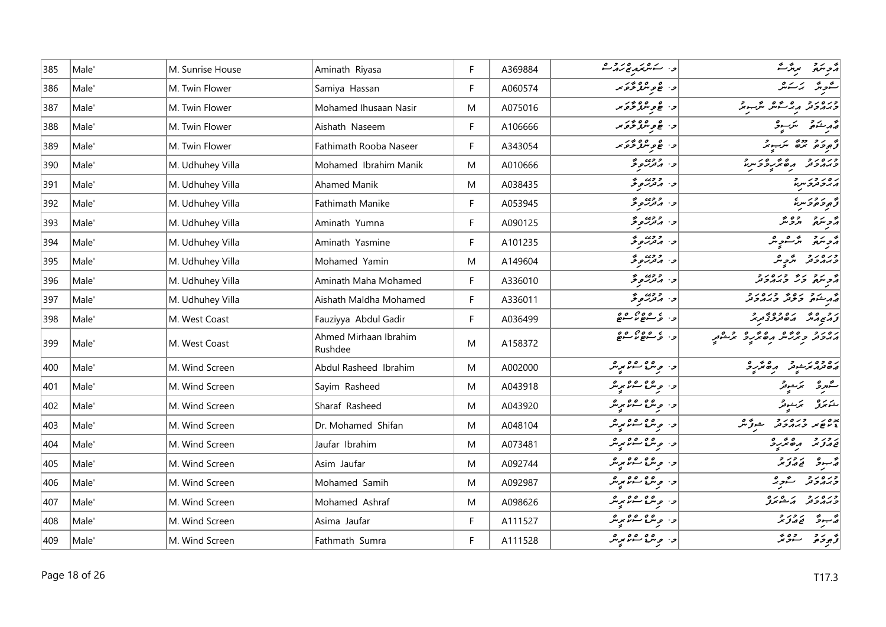| 385 | Male' | M. Sunrise House | Aminath Riyasa | F | A369884 | މ. ސަންރައިޒްހައުސް | އާމިނަތު ރިޔާސާ |
|---|---|---|---|---|---|---|---|
| 386 | Male' | M. Twin Flower | Samiya Hassan | F | A060574 | މ. ޓްވިންފްލާވަރ | ސާމިޔާ ޙަސަން |
| 387 | Male' | M. Twin Flower | Mohamed Ihusaan Nasir | M | A075016 | މ. ޓްވިންފްލާވަރ | މުޙައްމަދު އިޙުސާން ނާސިރު |
| 388 | Male' | M. Twin Flower | Aishath Naseem | F | A106666 | މ. ޓްވިންފްލާވަރ | އާއިޝަތު ނަސީމް |
| 389 | Male' | M. Twin Flower | Fathimath Rooba Naseer | F | A343054 | މ. ޓްވިންފްލާވަރ | ފާތިމަތު ރޫބާ ނަސީރު |
| 390 | Male' | M. Udhuhey Villa | Mohamed Ibrahim Manik | M | A010666 | މ. އުދުހޭވިލާ | މުޙައްމަދު އިބްރާހީމްމަނިކު |
| 391 | Male' | M. Udhuhey Villa | Ahamed Manik | M | A038435 | މ. އުދުހޭވިލާ | އަޙްމަދުމަނިކު |
| 392 | Male' | M. Udhuhey Villa | Fathimath Manike | F | A053945 | މ. އުދުހޭވިލާ | ފާތިމަތުމަނިކެ |
| 393 | Male' | M. Udhuhey Villa | Aminath Yumna | F | A090125 | މ. އުދުހޭވިލާ | އާމިނަތު ޔުމްނާ |
| 394 | Male' | M. Udhuhey Villa | Aminath Yasmine | F | A101235 | މ. އުދުހޭވިލާ | އާމިނަތު ޔާސްމީން |
| 395 | Male' | M. Udhuhey Villa | Mohamed Yamin | M | A149604 | މ. އުދުހޭވިލާ | މުޙައްމަދު ޔާމިން |
| 396 | Male' | M. Udhuhey Villa | Aminath Maha Mohamed | F | A336010 | މ. އުދުހޭވިލާ | އާމިނަތު މަހާ މުޙައްމަދު |
| 397 | Male' | M. Udhuhey Villa | Aishath Maldha Mohamed | F | A336011 | މ. އުދުހޭވިލާ | އާއިޝަތު މަލްދާ މުޙައްމަދު |
| 398 | Male' | M. West Coast | Fauziyya Abdul Gadir | F | A036499 | މ. ވެސްޓްކޯސްޓް | ފައުޒިއްޔާ އަބްދުލްގާދިރު |
| 399 | Male' | M. West Coast | Ahmed Mirhaan Ibrahim Rushdee | M | A158372 | މ. ވެސްޓްކޯސްޓް | އަޙްމަދު މިރްހާން އިބްރާހީމް ރުޝްދީ |
| 400 | Male' | M. Wind Screen | Abdul Rasheed Ibrahim | M | A002000 | މ. ވިންޑްސްކްރީން | އަބްދުއްރަޝީދު އިބްރާހީމް |
| 401 | Male' | M. Wind Screen | Sayim Rasheed | M | A043918 | މ. ވިންޑްސްކްރީން | ސާއިމް ރަޝީދު |
| 402 | Male' | M. Wind Screen | Sharaf Rasheed | M | A043920 | މ. ވިންޑްސްކްރީން | ޝަރަފް ރަޝީދު |
| 403 | Male' | M. Wind Screen | Dr. Mohamed Shifan | M | A048104 | މ. ވިންޑްސްކްރީން | ޑޮކްޓަރ މުޙައްމަދު ޝިފާން |
| 404 | Male' | M. Wind Screen | Jaufar Ibrahim | M | A073481 | މ. ވިންޑްސްކްރީން | ޖައުފަރު އިބްރާހީމް |
| 405 | Male' | M. Wind Screen | Asim Jaufar | M | A092744 | މ. ވިންޑްސްކްރީން | އާސިމް ޖައުފަރު |
| 406 | Male' | M. Wind Screen | Mohamed Samih | M | A092987 | މ. ވިންޑްސްކްރީން | މުޙައްމަދު ސާމިޙް |
| 407 | Male' | M. Wind Screen | Mohamed Ashraf | M | A098626 | މ. ވިންޑްސްކްރީން | މުޙައްމަދު އަޝްރަފް |
| 408 | Male' | M. Wind Screen | Asima Jaufar | F | A111527 | މ. ވިންޑްސްކްރީން | އާސިމާ ޖައުފަރު |
| 409 | Male' | M. Wind Screen | Fathmath Sumra | F | A111528 | މ. ވިންޑްސްކްރީން | ފާތިމަތު ސުމްރާ |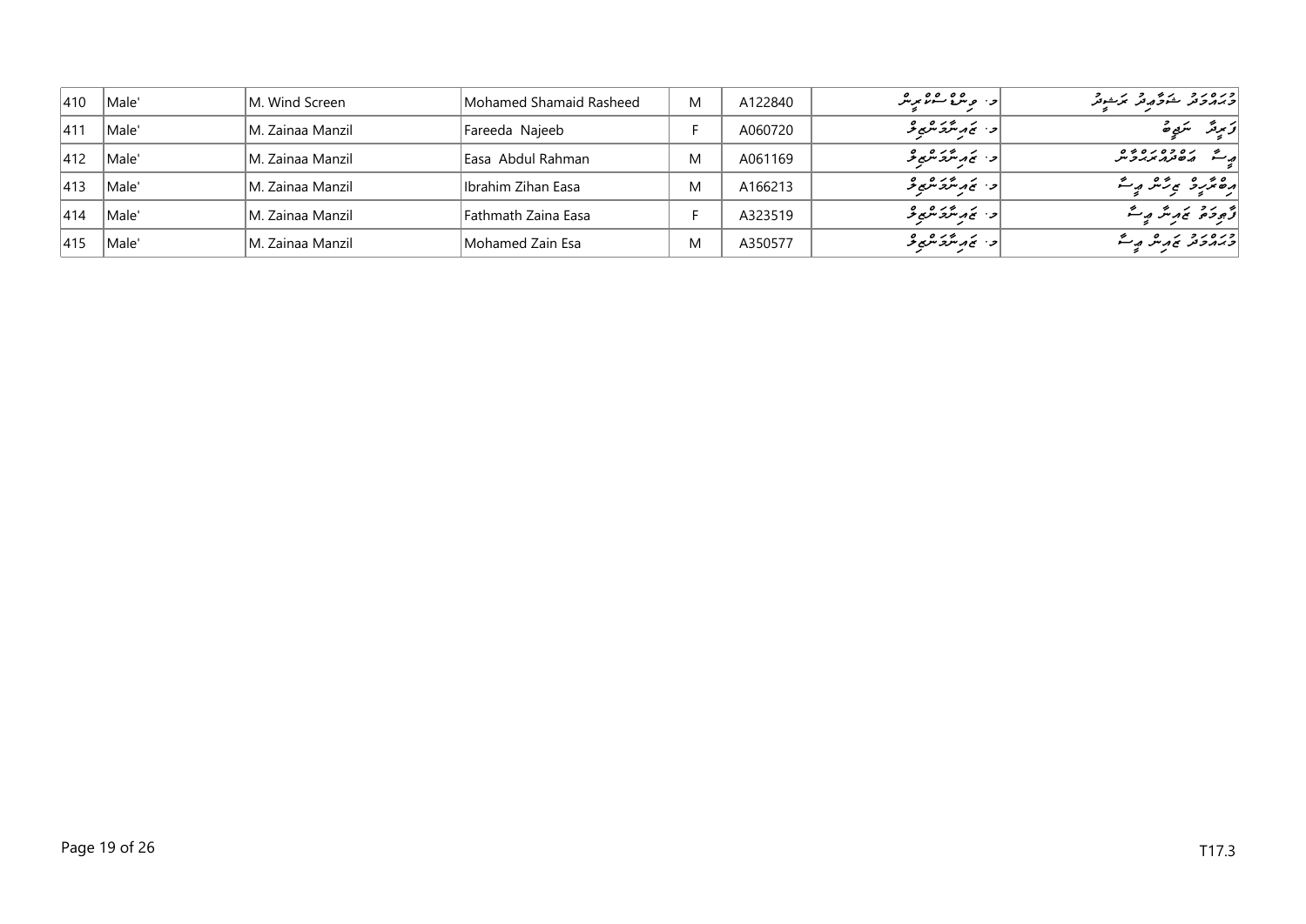| 410 | Male' | M. Wind Screen | Mohamed Shamaid Rasheed | M | A122840 | މ. ވިންޑް ސްކްރީން | މުޙައްމަދު ޝަމާއިދު ރަޝީދު |
|---|---|---|---|---|---|---|---|
| 411 | Male' | M. Zainaa Manzil | Fareeda Najeeb | F | A060720 | މ. ޒައިނާމަންޒިލް | ފަރީދާ ނަޖީބު |
| 412 | Male' | M. Zainaa Manzil | Easa Abdul Rahman | M | A061169 | މ. ޒައިނާމަންޒިލް | ޢީސާ ޢަބްދުއްރަޙްމާން |
| 413 | Male' | M. Zainaa Manzil | Ibrahim Zihan Easa | M | A166213 | މ. ޒައިނާމަންޒިލް | އިބްރާހީމް ޒިހާން ޢީސާ |
| 414 | Male' | M. Zainaa Manzil | Fathmath Zaina Easa | F | A323519 | މ. ޒައިނާމަންޒިލް | ފާތިމަތު ޒައިނާ ޢީސާ |
| 415 | Male' | M. Zainaa Manzil | Mohamed Zain Esa | M | A350577 | މ. ޒައިނާމަންޒިލް | މުޙައްމަދު ޒައިން ޢީސާ |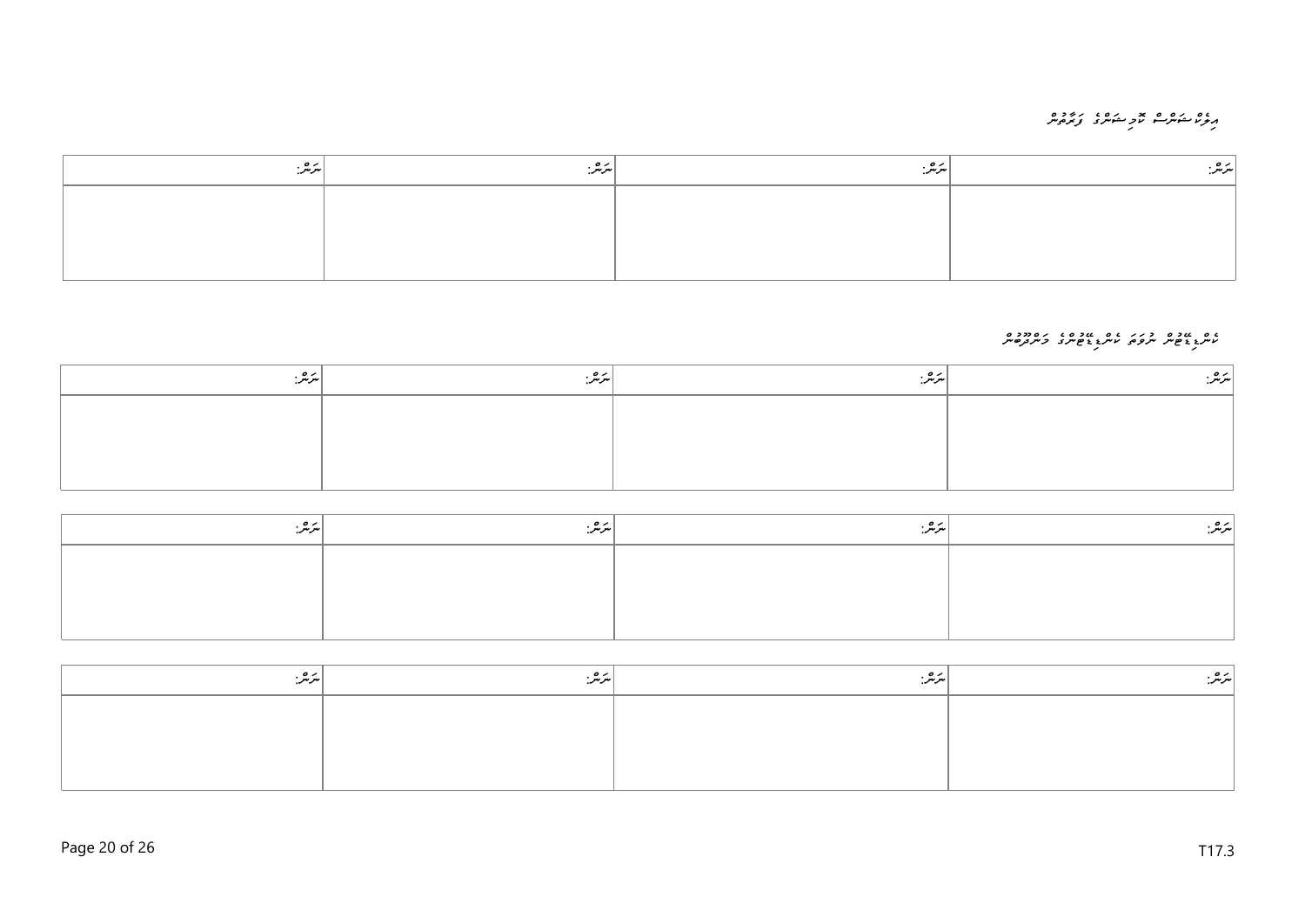## އިވެންޓަށްބޭނުންވާ ވޮލަންޓިއަރުން

| ނަންބަރ: | ނަންބަރ: | ނަންބަރ: | ނަންބަރ: |
|---|---|---|---|
| | | | |

## ކޮންޕިއުޓަރ ނުވަތަ ކޮންޕިއުޓަރ ޕްރޮގްރާމް

| ނަންބަރ: | ނަންބަރ: | ނަންބަރ: | ނަންބަރ: |
|---|---|---|---|
| | | | |

| ނަންބަރ: | ނަންބަރ: | ނަންބަރ: | ނަންބަރ: |
|---|---|---|---|
| | | | |

| ނަންބަރ: | ނަންބަރ: | ނަންބަރ: | ނަންބަރ: |
|---|---|---|---|
| | | | |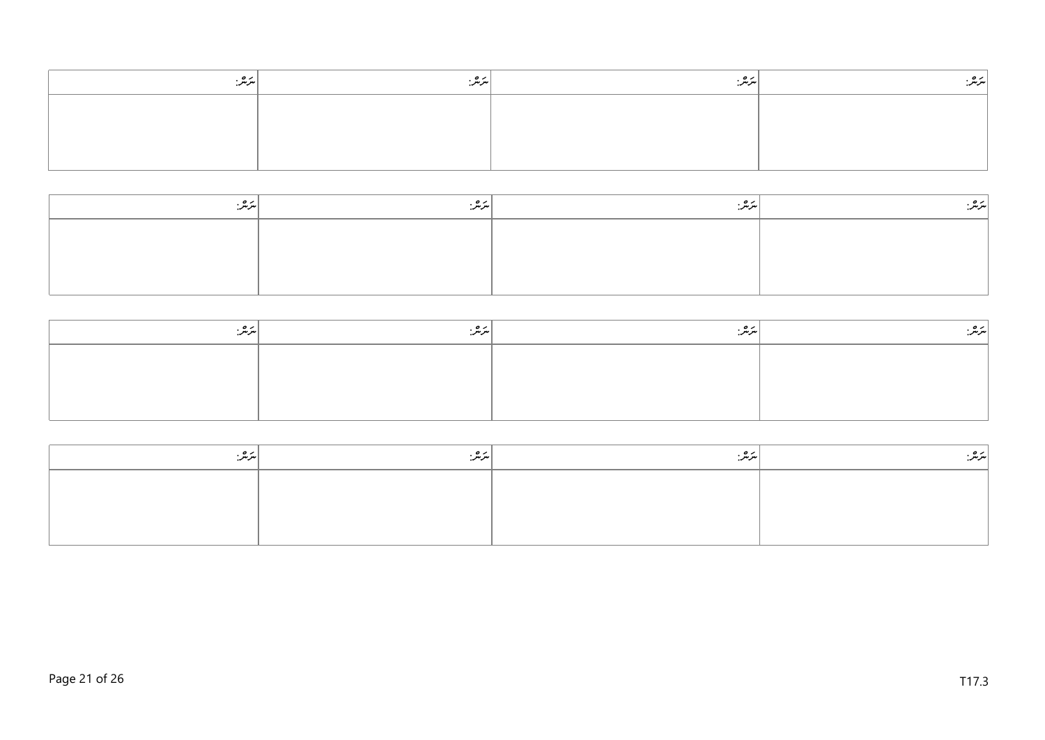| ނަރުދ: | ނަރުދ: | ނަރުދ: | ނަރުދ: |
| --- | --- | --- | --- |
| | | | |

| ނަރުދ: | ނަރުދ: | ނަރުދ: | ނަރުދ: |
| --- | --- | --- | --- |
| | | | |

| ނަރުދ: | ނަރުދ: | ނަރުދ: | ނަރުދ: |
| --- | --- | --- | --- |
| | | | |

| ނަރުދ: | ނަރުދ: | ނަރުދ: | ނަރުދ: |
| --- | --- | --- | --- |
| | | | |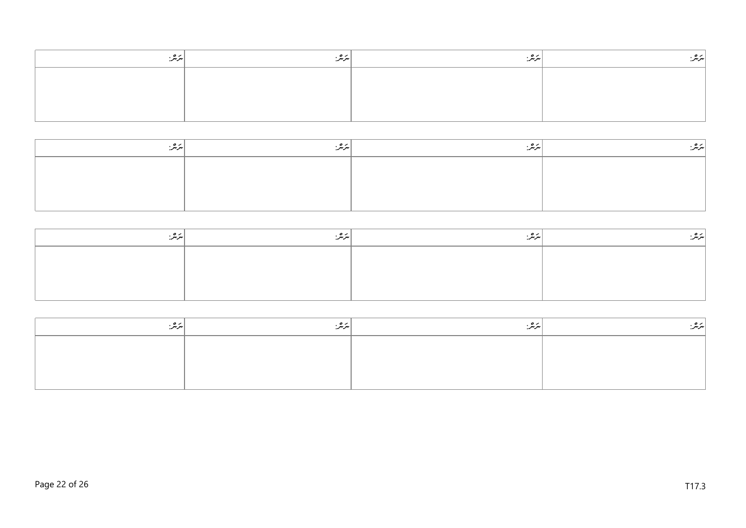| ނަރަދ: | ނަރަދ: | ނަރަދ: | ނަރަދ: |
| --- | --- | --- | --- |
| | | | |

| ނަރަދ: | ނަރަދ: | ނަރަދ: | ނަރަދ: |
| --- | --- | --- | --- |
| | | | |

| ނަރަދ: | ނަރަދ: | ނަރަދ: | ނަރަދ: |
| --- | --- | --- | --- |
| | | | |

| ނަރަދ: | ނަރަދ: | ނަރަދ: | ނަރަދ: |
| --- | --- | --- | --- |
| | | | |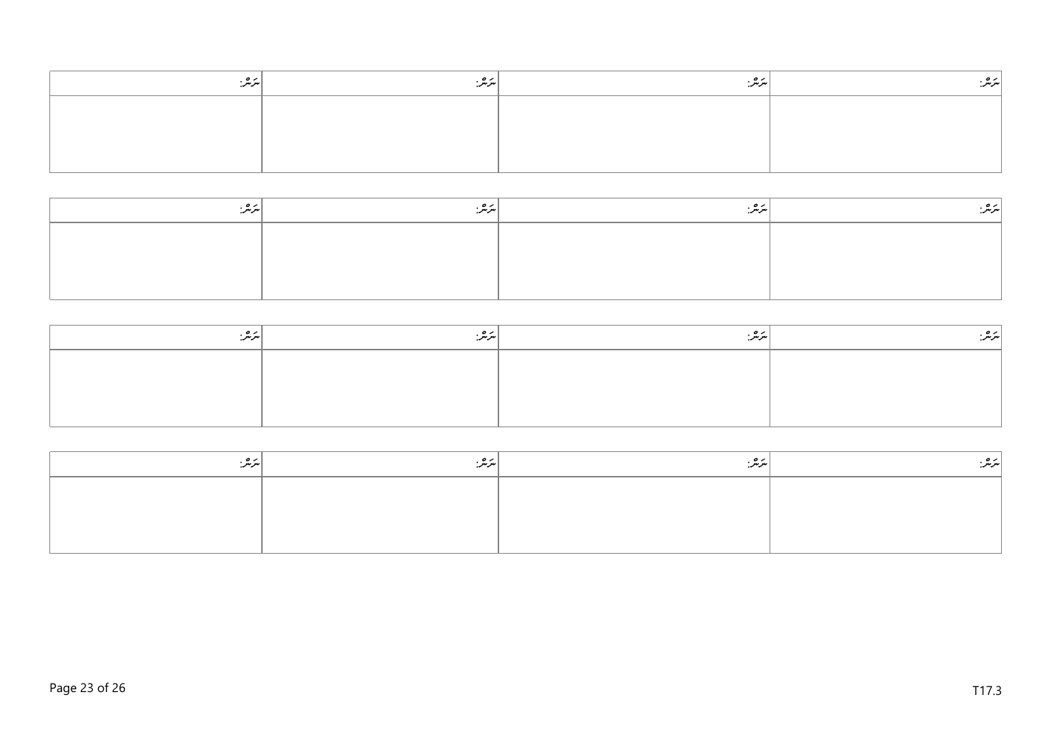| ﻿ﯩﺮﯩﮕ: | ﻿ﯩﺮﯩﮕ: | ﻿ﯩﺮﯩﮕ: | ﻿ﯩﺮﯩﮕ: |
| --- | --- | --- | --- |
| | | | |

| ﻿ﯩﺮﯩﮕ: | ﻿ﯩﺮﯩﮕ: | ﻿ﯩﺮﯩﮕ: | ﻿ﯩﺮﯩﮕ: |
| --- | --- | --- | --- |
| | | | |

| ﻿ﯩﺮﯩﮕ: | ﻿ﯩﺮﯩﮕ: | ﻿ﯩﺮﯩﮕ: | ﻿ﯩﺮﯩﮕ: |
| --- | --- | --- | --- |
| | | | |

| ﻿ﯩﺮﯩﮕ: | ﻿ﯩﺮﯩﮕ: | ﻿ﯩﺮﯩﮕ: | ﻿ﯩﺮﯩﮕ: |
| --- | --- | --- | --- |
| | | | |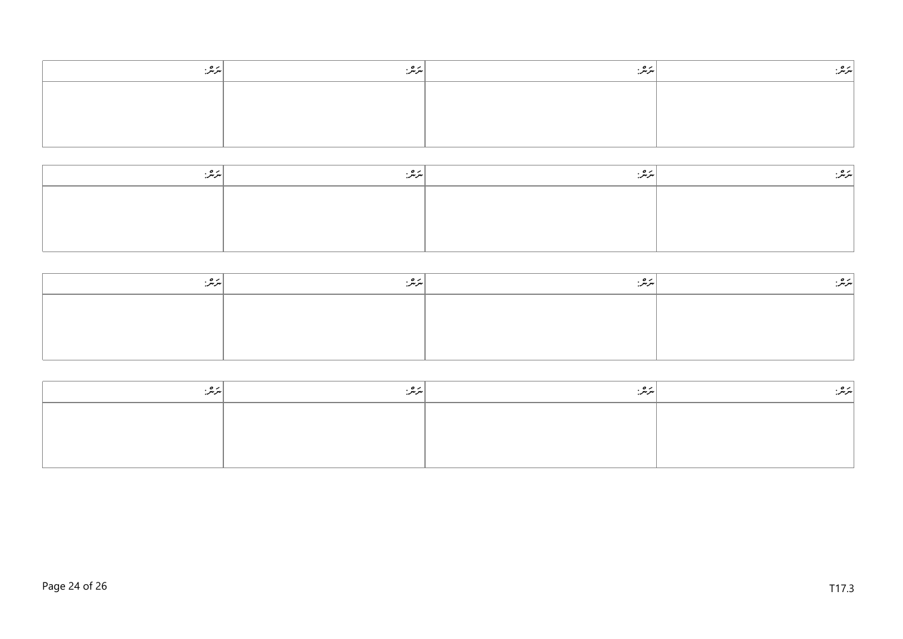| ނަންބަރު: | ނަންބަރު: | ނަންބަރު: | ނަންބަރު: |
| --- | --- | --- | --- |
| | | | |

| ނަންބަރު: | ނަންބަރު: | ނަންބަރު: | ނަންބަރު: |
| --- | --- | --- | --- |
| | | | |

| ނަންބަރު: | ނަންބަރު: | ނަންބަރު: | ނަންބަރު: |
| --- | --- | --- | --- |
| | | | |

| ނަންބަރު: | ނަންބަރު: | ނަންބަރު: | ނަންބަރު: |
| --- | --- | --- | --- |
| | | | |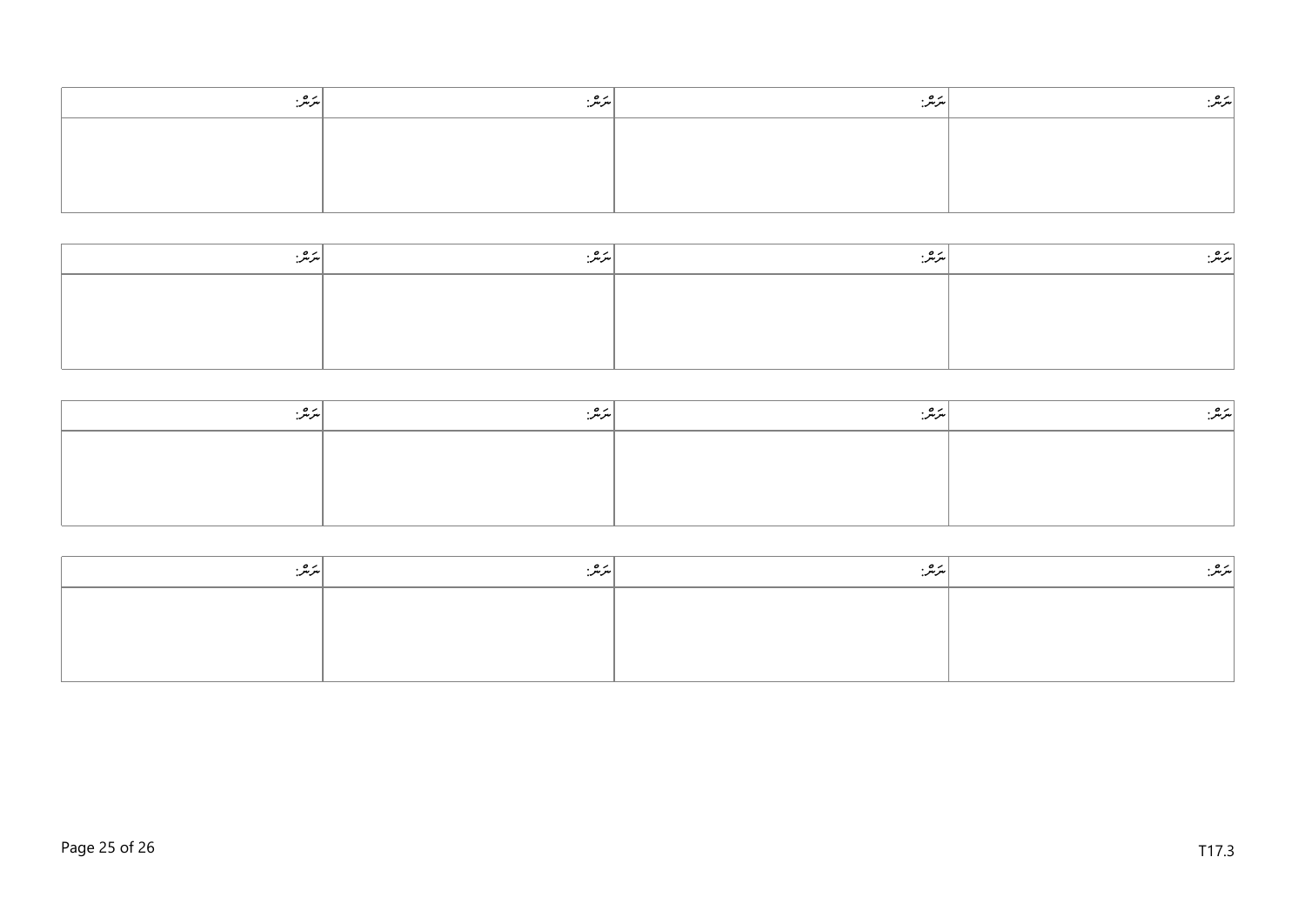| ނަރެް: | ނަރެް: | ނަރެް: | ނަރެް: |
|---|---|---|---|
| | | | |

| ނަރެް: | ނަރެް: | ނަރެް: | ނަރެް: |
|---|---|---|---|
| | | | |

| ނަރެް: | ނަރެް: | ނަރެް: | ނަރެް: |
|---|---|---|---|
| | | | |

| ނަރެް: | ނަރެް: | ނަރެް: | ނަރެް: |
|---|---|---|---|
| | | | |

T17.3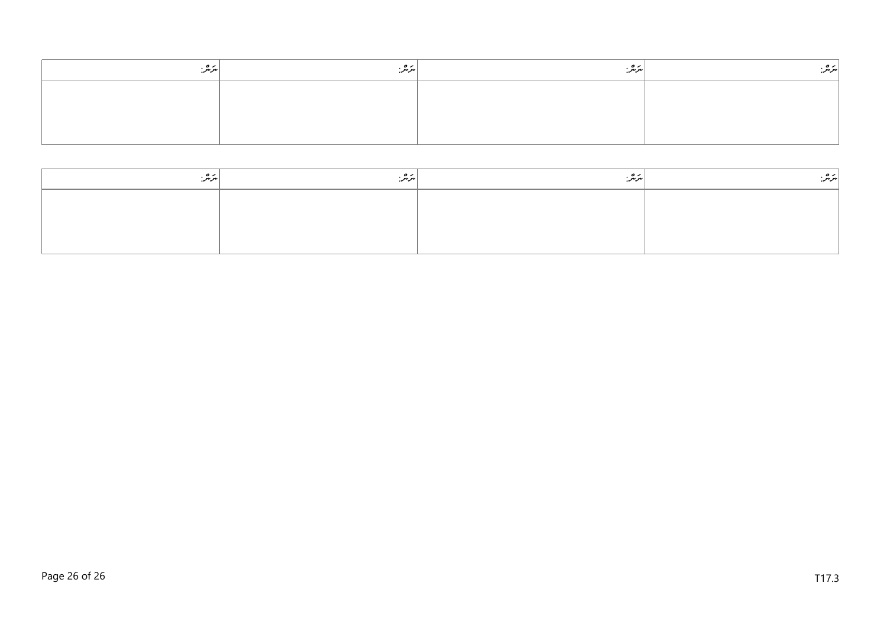| ނަރަނ: | ނަރަނ: | ނަރަނ: | ނަރަނ: |
| --- | --- | --- | --- |
| | | | |

| ނަރަނ: | ނަރަނ: | ނަރަނ: | ނަރަނ: |
| --- | --- | --- | --- |
| | | | |

T17.3